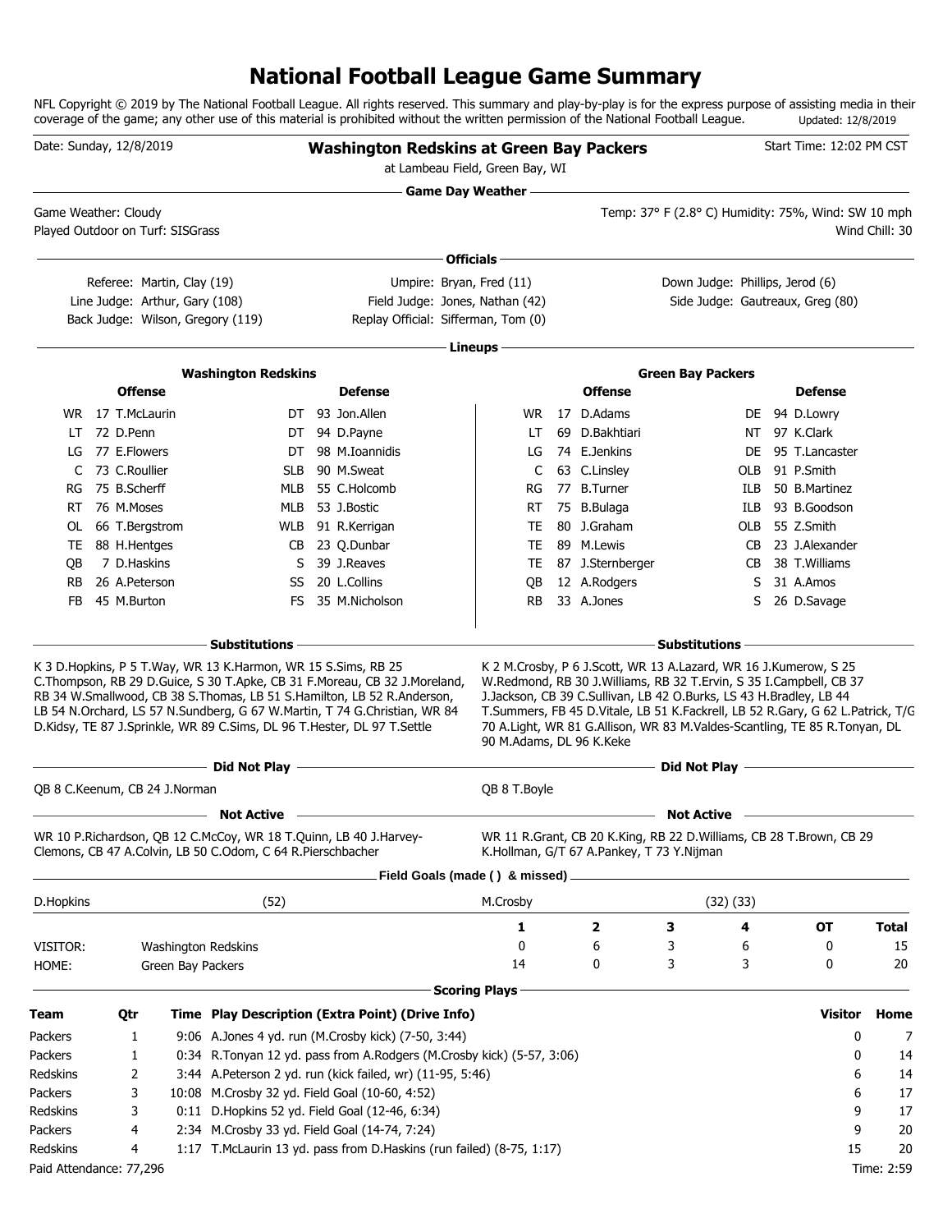# National Football League Game Summary

NFL Copyright © 2019 by The National Football League. All rights reserved. This summary and play-by-play is for the express purpose of assisting media in their coverage of the game; any other use of this material is prohibited without the written permission of the National Football League. Updated: 12/8/2019

Date: Sunday, 12/8/2019

## Washington Redskins at Green Bay Packers

at Lambeau Field, Green Bay, WI

Start Time: 12:02 PM CST

### Game Day Weather

Game Weather: Cloudy

Temp: 37° F (2.8° C) Humidity: 75%, Wind: SW 10 mph

Played Outdoor on Turf: SISGrass

Wind Chill: 30

### Officials

Referee: Martin, Clay (19)
Umpire: Bryan, Fred (11)
Down Judge: Phillips, Jerod (6)
Line Judge: Arthur, Gary (108)
Field Judge: Jones, Nathan (42)
Side Judge: Gautreaux, Greg (80)
Back Judge: Wilson, Gregory (119)
Replay Official: Sifferman, Tom (0)

### Lineups

**Washington Redskins**

| Offense | | | Defense | | |
|---|---|---|---|---|---|
| WR | 17 | T.McLaurin | DT | 93 | Jon.Allen |
| LT | 72 | D.Penn | DT | 94 | D.Payne |
| LG | 77 | E.Flowers | DT | 98 | M.Ioannidis |
| C | 73 | C.Roullier | SLB | 90 | M.Sweat |
| RG | 75 | B.Scherff | MLB | 55 | C.Holcomb |
| RT | 76 | M.Moses | MLB | 53 | J.Bostic |
| OL | 66 | T.Bergstrom | WLB | 91 | R.Kerrigan |
| TE | 88 | H.Hentges | CB | 23 | Q.Dunbar |
| QB | 7 | D.Haskins | S | 39 | J.Reaves |
| RB | 26 | A.Peterson | SS | 20 | L.Collins |
| FB | 45 | M.Burton | FS | 35 | M.Nicholson |

**Green Bay Packers**

| Offense | | | Defense | | |
|---|---|---|---|---|---|
| WR | 17 | D.Adams | DE | 94 | D.Lowry |
| LT | 69 | D.Bakhtiari | NT | 97 | K.Clark |
| LG | 74 | E.Jenkins | DE | 95 | T.Lancaster |
| C | 63 | C.Linsley | OLB | 91 | P.Smith |
| RG | 77 | B.Turner | ILB | 50 | B.Martinez |
| RT | 75 | B.Bulaga | ILB | 93 | B.Goodson |
| TE | 80 | J.Graham | OLB | 55 | Z.Smith |
| TE | 89 | M.Lewis | CB | 23 | J.Alexander |
| TE | 87 | J.Sternberger | CB | 38 | T.Williams |
| QB | 12 | A.Rodgers | S | 31 | A.Amos |
| RB | 33 | A.Jones | S | 26 | D.Savage |

### Substitutions

**Washington Redskins:** K 3 D.Hopkins, P 5 T.Way, WR 13 K.Harmon, WR 15 S.Sims, RB 25 C.Thompson, RB 29 D.Guice, S 30 T.Apke, CB 31 F.Moreau, CB 32 J.Moreland, RB 34 W.Smallwood, CB 38 S.Thomas, LB 51 S.Hamilton, LB 52 R.Anderson, LB 54 N.Orchard, LS 57 N.Sundberg, G 67 W.Martin, T 74 G.Christian, WR 84 D.Kidsy, TE 87 J.Sprinkle, WR 89 C.Sims, DL 96 T.Hester, DL 97 T.Settle

**Green Bay Packers:** K 2 M.Crosby, P 6 J.Scott, WR 13 A.Lazard, WR 16 J.Kumerow, S 25 W.Redmond, RB 30 J.Williams, RB 32 T.Ervin, S 35 I.Campbell, CB 37 J.Jackson, CB 39 C.Sullivan, LB 42 O.Burks, LS 43 H.Bradley, LB 44 T.Summers, FB 45 D.Vitale, LB 51 K.Fackrell, LB 52 R.Gary, G 62 L.Patrick, T/G 70 A.Light, WR 81 G.Allison, WR 83 M.Valdes-Scantling, TE 85 R.Tonyan, DL 90 M.Adams, DL 96 K.Keke

### Did Not Play

**Washington Redskins:** QB 8 C.Keenum, CB 24 J.Norman

**Green Bay Packers:** QB 8 T.Boyle

### Not Active

**Washington Redskins:** WR 10 P.Richardson, QB 12 C.McCoy, WR 18 T.Quinn, LB 40 J.Harvey-Clemons, CB 47 A.Colvin, LB 50 C.Odom, C 64 R.Pierschbacher

**Green Bay Packers:** WR 11 R.Grant, CB 20 K.King, RB 22 D.Williams, CB 28 T.Brown, CB 29 K.Hollman, G/T 67 A.Pankey, T 73 Y.Nijman

### Field Goals (made ( ) & missed)

D.Hopkins (52)

M.Crosby (32) (33)

| | | 1 | 2 | 3 | 4 | OT | Total |
|---|---|---|---|---|---|---|---|
| VISITOR: | Washington Redskins | 0 | 6 | 3 | 6 | 0 | 15 |
| HOME: | Green Bay Packers | 14 | 0 | 3 | 3 | 0 | 20 |

### Scoring Plays

| Team | Qtr | Time | Play Description (Extra Point) (Drive Info) | Visitor | Home |
|---|---|---|---|---|---|
| Packers | 1 | 9:06 | A.Jones 4 yd. run (M.Crosby kick) (7-50, 3:44) | 0 | 7 |
| Packers | 1 | 0:34 | R.Tonyan 12 yd. pass from A.Rodgers (M.Crosby kick) (5-57, 3:06) | 0 | 14 |
| Redskins | 2 | 3:44 | A.Peterson 2 yd. run (kick failed, wr) (11-95, 5:46) | 6 | 14 |
| Packers | 3 | 10:08 | M.Crosby 32 yd. Field Goal (10-60, 4:52) | 6 | 17 |
| Redskins | 3 | 0:11 | D.Hopkins 52 yd. Field Goal (12-46, 6:34) | 9 | 17 |
| Packers | 4 | 2:34 | M.Crosby 33 yd. Field Goal (14-74, 7:24) | 9 | 20 |
| Redskins | 4 | 1:17 | T.McLaurin 13 yd. pass from D.Haskins (run failed) (8-75, 1:17) | 15 | 20 |

Paid Attendance: 77,296

Time: 2:59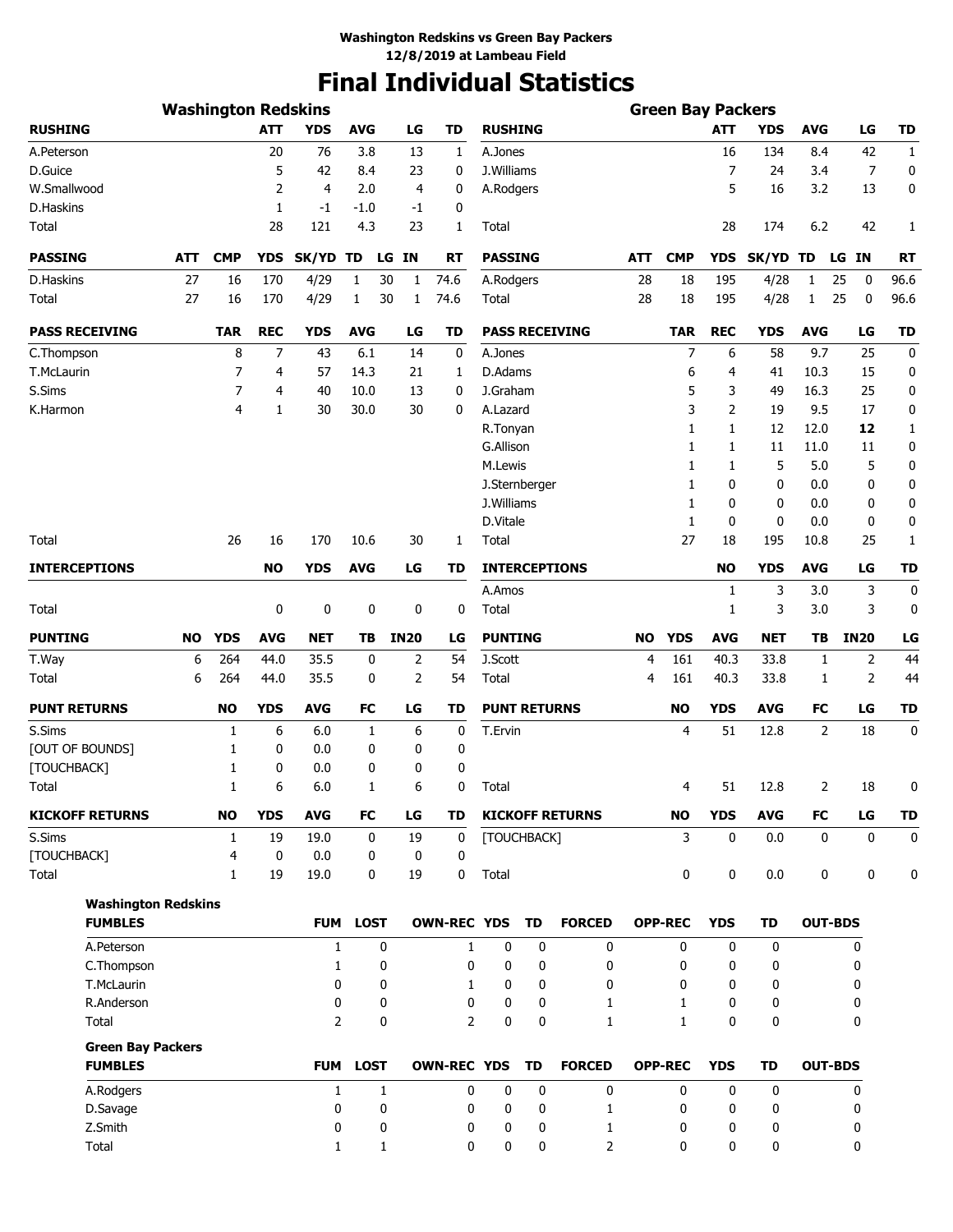**Washington Redskins vs Green Bay Packers**
**12/8/2019 at Lambeau Field**

# Final Individual Statistics

## Washington Redskins

| RUSHING | ATT | YDS | AVG | LG | TD |
|---|---|---|---|---|---|
| A.Peterson | 20 | 76 | 3.8 | 13 | 1 |
| D.Guice | 5 | 42 | 8.4 | 23 | 0 |
| W.Smallwood | 2 | 4 | 2.0 | 4 | 0 |
| D.Haskins | 1 | -1 | -1.0 | -1 | 0 |
| Total | 28 | 121 | 4.3 | 23 | 1 |

| PASSING | ATT | CMP | YDS | SK/YD | TD | LG | IN | RT |
|---|---|---|---|---|---|---|---|---|
| D.Haskins | 27 | 16 | 170 | 4/29 | 1 | 30 | 1 | 74.6 |
| Total | 27 | 16 | 170 | 4/29 | 1 | 30 | 1 | 74.6 |

| PASS RECEIVING | TAR | REC | YDS | AVG | LG | TD |
|---|---|---|---|---|---|---|
| C.Thompson | 8 | 7 | 43 | 6.1 | 14 | 0 |
| T.McLaurin | 7 | 4 | 57 | 14.3 | 21 | 1 |
| S.Sims | 7 | 4 | 40 | 10.0 | 13 | 0 |
| K.Harmon | 4 | 1 | 30 | 30.0 | 30 | 0 |
| Total | 26 | 16 | 170 | 10.6 | 30 | 1 |

| INTERCEPTIONS | NO | YDS | AVG | LG | TD |
|---|---|---|---|---|---|
| Total | 0 | 0 | 0 | 0 | 0 |

| PUNTING | NO | YDS | AVG | NET | TB | IN20 | LG |
|---|---|---|---|---|---|---|---|
| T.Way | 6 | 264 | 44.0 | 35.5 | 0 | 2 | 54 |
| Total | 6 | 264 | 44.0 | 35.5 | 0 | 2 | 54 |

| PUNT RETURNS | NO | YDS | AVG | FC | LG | TD |
|---|---|---|---|---|---|---|
| S.Sims | 1 | 6 | 6.0 | 1 | 6 | 0 |
| [OUT OF BOUNDS] | 1 | 0 | 0.0 | 0 | 0 | 0 |
| [TOUCHBACK] | 1 | 0 | 0.0 | 0 | 0 | 0 |
| Total | 1 | 6 | 6.0 | 1 | 6 | 0 |

| KICKOFF RETURNS | NO | YDS | AVG | FC | LG | TD |
|---|---|---|---|---|---|---|
| S.Sims | 1 | 19 | 19.0 | 0 | 19 | 0 |
| [TOUCHBACK] | 4 | 0 | 0.0 | 0 | 0 | 0 |
| Total | 1 | 19 | 19.0 | 0 | 19 | 0 |

## Green Bay Packers

| RUSHING | ATT | YDS | AVG | LG | TD |
|---|---|---|---|---|---|
| A.Jones | 16 | 134 | 8.4 | 42 | 1 |
| J.Williams | 7 | 24 | 3.4 | 7 | 0 |
| A.Rodgers | 5 | 16 | 3.2 | 13 | 0 |
| Total | 28 | 174 | 6.2 | 42 | 1 |

| PASSING | ATT | CMP | YDS | SK/YD | TD | LG | IN | RT |
|---|---|---|---|---|---|---|---|---|
| A.Rodgers | 28 | 18 | 195 | 4/28 | 1 | 25 | 0 | 96.6 |
| Total | 28 | 18 | 195 | 4/28 | 1 | 25 | 0 | 96.6 |

| PASS RECEIVING | TAR | REC | YDS | AVG | LG | TD |
|---|---|---|---|---|---|---|
| A.Jones | 7 | 6 | 58 | 9.7 | 25 | 0 |
| D.Adams | 6 | 4 | 41 | 10.3 | 15 | 0 |
| J.Graham | 5 | 3 | 49 | 16.3 | 25 | 0 |
| A.Lazard | 3 | 2 | 19 | 9.5 | 17 | 0 |
| R.Tonyan | 1 | 1 | 12 | 12.0 | **12** | 1 |
| G.Allison | 1 | 1 | 11 | 11.0 | 11 | 0 |
| M.Lewis | 1 | 1 | 5 | 5.0 | 5 | 0 |
| J.Sternberger | 1 | 0 | 0 | 0.0 | 0 | 0 |
| J.Williams | 1 | 0 | 0 | 0.0 | 0 | 0 |
| D.Vitale | 1 | 0 | 0 | 0.0 | 0 | 0 |
| Total | 27 | 18 | 195 | 10.8 | 25 | 1 |

| INTERCEPTIONS | NO | YDS | AVG | LG | TD |
|---|---|---|---|---|---|
| A.Amos | 1 | 3 | 3.0 | 3 | 0 |
| Total | 1 | 3 | 3.0 | 3 | 0 |

| PUNTING | NO | YDS | AVG | NET | TB | IN20 | LG |
|---|---|---|---|---|---|---|---|
| J.Scott | 4 | 161 | 40.3 | 33.8 | 1 | 2 | 44 |
| Total | 4 | 161 | 40.3 | 33.8 | 1 | 2 | 44 |

| PUNT RETURNS | NO | YDS | AVG | FC | LG | TD |
|---|---|---|---|---|---|---|
| T.Ervin | 4 | 51 | 12.8 | 2 | 18 | 0 |
| Total | 4 | 51 | 12.8 | 2 | 18 | 0 |

| KICKOFF RETURNS | NO | YDS | AVG | FC | LG | TD |
|---|---|---|---|---|---|---|
| [TOUCHBACK] | 3 | 0 | 0.0 | 0 | 0 | 0 |
| Total | 0 | 0 | 0.0 | 0 | 0 | 0 |

## Washington Redskins

| FUMBLES | FUM | LOST | OWN-REC | YDS | TD | FORCED | OPP-REC | YDS | TD | OUT-BDS |
|---|---|---|---|---|---|---|---|---|---|---|
| A.Peterson | 1 | 0 | 1 | 0 | 0 | 0 | 0 | 0 | 0 | 0 |
| C.Thompson | 1 | 0 | 0 | 0 | 0 | 0 | 0 | 0 | 0 | 0 |
| T.McLaurin | 0 | 0 | 1 | 0 | 0 | 0 | 0 | 0 | 0 | 0 |
| R.Anderson | 0 | 0 | 0 | 0 | 0 | 1 | 1 | 0 | 0 | 0 |
| Total | 2 | 0 | 2 | 0 | 0 | 1 | 1 | 0 | 0 | 0 |

## Green Bay Packers

| FUMBLES | FUM | LOST | OWN-REC | YDS | TD | FORCED | OPP-REC | YDS | TD | OUT-BDS |
|---|---|---|---|---|---|---|---|---|---|---|
| A.Rodgers | 1 | 1 | 0 | 0 | 0 | 0 | 0 | 0 | 0 | 0 |
| D.Savage | 0 | 0 | 0 | 0 | 0 | 1 | 0 | 0 | 0 | 0 |
| Z.Smith | 0 | 0 | 0 | 0 | 0 | 1 | 0 | 0 | 0 | 0 |
| Total | 1 | 1 | 0 | 0 | 0 | 2 | 0 | 0 | 0 | 0 |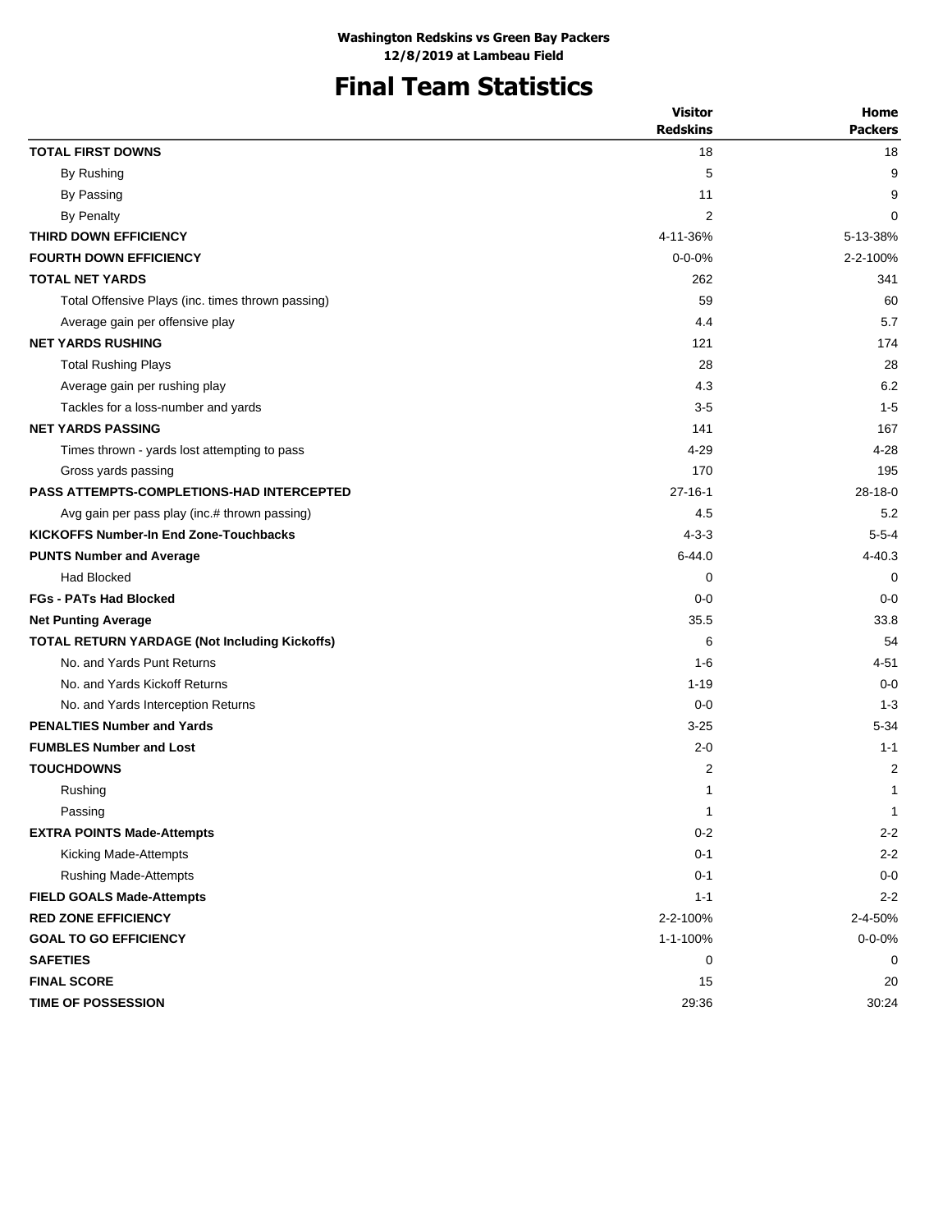**Washington Redskins vs Green Bay Packers**
**12/8/2019 at Lambeau Field**

# Final Team Statistics

| | Visitor Redskins | Home Packers |
|---|---|---|
| **TOTAL FIRST DOWNS** | 18 | 18 |
| By Rushing | 5 | 9 |
| By Passing | 11 | 9 |
| By Penalty | 2 | 0 |
| **THIRD DOWN EFFICIENCY** | 4-11-36% | 5-13-38% |
| **FOURTH DOWN EFFICIENCY** | 0-0-0% | 2-2-100% |
| **TOTAL NET YARDS** | 262 | 341 |
| Total Offensive Plays (inc. times thrown passing) | 59 | 60 |
| Average gain per offensive play | 4.4 | 5.7 |
| **NET YARDS RUSHING** | 121 | 174 |
| Total Rushing Plays | 28 | 28 |
| Average gain per rushing play | 4.3 | 6.2 |
| Tackles for a loss-number and yards | 3-5 | 1-5 |
| **NET YARDS PASSING** | 141 | 167 |
| Times thrown - yards lost attempting to pass | 4-29 | 4-28 |
| Gross yards passing | 170 | 195 |
| **PASS ATTEMPTS-COMPLETIONS-HAD INTERCEPTED** | 27-16-1 | 28-18-0 |
| Avg gain per pass play (inc.# thrown passing) | 4.5 | 5.2 |
| **KICKOFFS Number-In End Zone-Touchbacks** | 4-3-3 | 5-5-4 |
| **PUNTS Number and Average** | 6-44.0 | 4-40.3 |
| Had Blocked | 0 | 0 |
| **FGs - PATs Had Blocked** | 0-0 | 0-0 |
| **Net Punting Average** | 35.5 | 33.8 |
| **TOTAL RETURN YARDAGE (Not Including Kickoffs)** | 6 | 54 |
| No. and Yards Punt Returns | 1-6 | 4-51 |
| No. and Yards Kickoff Returns | 1-19 | 0-0 |
| No. and Yards Interception Returns | 0-0 | 1-3 |
| **PENALTIES Number and Yards** | 3-25 | 5-34 |
| **FUMBLES Number and Lost** | 2-0 | 1-1 |
| **TOUCHDOWNS** | 2 | 2 |
| Rushing | 1 | 1 |
| Passing | 1 | 1 |
| **EXTRA POINTS Made-Attempts** | 0-2 | 2-2 |
| Kicking Made-Attempts | 0-1 | 2-2 |
| Rushing Made-Attempts | 0-1 | 0-0 |
| **FIELD GOALS Made-Attempts** | 1-1 | 2-2 |
| **RED ZONE EFFICIENCY** | 2-2-100% | 2-4-50% |
| **GOAL TO GO EFFICIENCY** | 1-1-100% | 0-0-0% |
| **SAFETIES** | 0 | 0 |
| **FINAL SCORE** | 15 | 20 |
| **TIME OF POSSESSION** | 29:36 | 30:24 |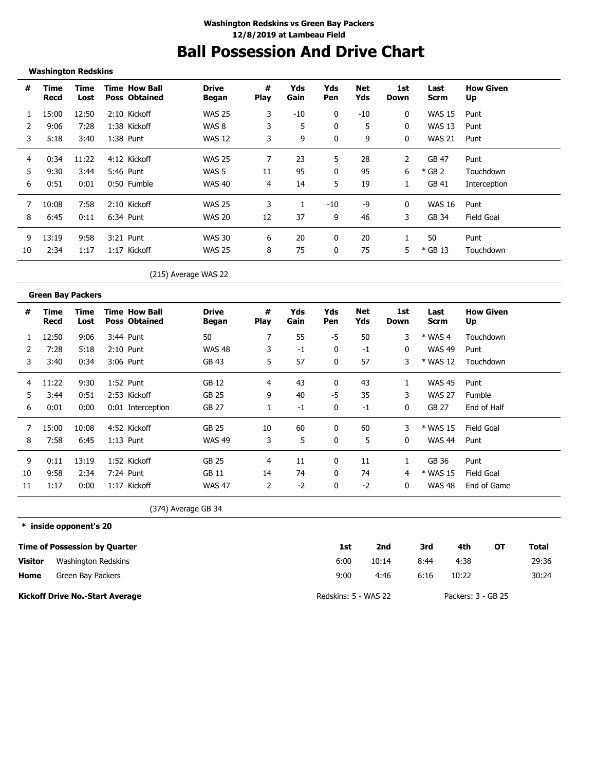**Washington Redskins vs Green Bay Packers**
**12/8/2019 at Lambeau Field**

# Ball Possession And Drive Chart

**Washington Redskins**

| # | Time Recd | Time Lost | Time Poss | How Ball Obtained | Drive Began | # Play | Yds Gain | Yds Pen | Net Yds | 1st Down | Last Scrm | How Given Up |
|---|---|---|---|---|---|---|---|---|---|---|---|---|
| 1 | 15:00 | 12:50 | 2:10 | Kickoff | WAS 25 | 3 | -10 | 0 | -10 | 0 | WAS 15 | Punt |
| 2 | 9:06 | 7:28 | 1:38 | Kickoff | WAS 8 | 3 | 5 | 0 | 5 | 0 | WAS 13 | Punt |
| 3 | 5:18 | 3:40 | 1:38 | Punt | WAS 12 | 3 | 9 | 0 | 9 | 0 | WAS 21 | Punt |
| 4 | 0:34 | 11:22 | 4:12 | Kickoff | WAS 25 | 7 | 23 | 5 | 28 | 2 | GB 47 | Punt |
| 5 | 9:30 | 3:44 | 5:46 | Punt | WAS 5 | 11 | 95 | 0 | 95 | 6 | * GB 2 | Touchdown |
| 6 | 0:51 | 0:01 | 0:50 | Fumble | WAS 40 | 4 | 14 | 5 | 19 | 1 | GB 41 | Interception |
| 7 | 10:08 | 7:58 | 2:10 | Kickoff | WAS 25 | 3 | 1 | -10 | -9 | 0 | WAS 16 | Punt |
| 8 | 6:45 | 0:11 | 6:34 | Punt | WAS 20 | 12 | 37 | 9 | 46 | 3 | GB 34 | Field Goal |
| 9 | 13:19 | 9:58 | 3:21 | Punt | WAS 30 | 6 | 20 | 0 | 20 | 1 | 50 | Punt |
| 10 | 2:34 | 1:17 | 1:17 | Kickoff | WAS 25 | 8 | 75 | 0 | 75 | 5 | * GB 13 | Touchdown |

(215) Average WAS 22

**Green Bay Packers**

| # | Time Recd | Time Lost | Time Poss | How Ball Obtained | Drive Began | # Play | Yds Gain | Yds Pen | Net Yds | 1st Down | Last Scrm | How Given Up |
|---|---|---|---|---|---|---|---|---|---|---|---|---|
| 1 | 12:50 | 9:06 | 3:44 | Punt | 50 | 7 | 55 | -5 | 50 | 3 | * WAS 4 | Touchdown |
| 2 | 7:28 | 5:18 | 2:10 | Punt | WAS 48 | 3 | -1 | 0 | -1 | 0 | WAS 49 | Punt |
| 3 | 3:40 | 0:34 | 3:06 | Punt | GB 43 | 5 | 57 | 0 | 57 | 3 | * WAS 12 | Touchdown |
| 4 | 11:22 | 9:30 | 1:52 | Punt | GB 12 | 4 | 43 | 0 | 43 | 1 | WAS 45 | Punt |
| 5 | 3:44 | 0:51 | 2:53 | Kickoff | GB 25 | 9 | 40 | -5 | 35 | 3 | WAS 27 | Fumble |
| 6 | 0:01 | 0:00 | 0:01 | Interception | GB 27 | 1 | -1 | 0 | -1 | 0 | GB 27 | End of Half |
| 7 | 15:00 | 10:08 | 4:52 | Kickoff | GB 25 | 10 | 60 | 0 | 60 | 3 | * WAS 15 | Field Goal |
| 8 | 7:58 | 6:45 | 1:13 | Punt | WAS 49 | 3 | 5 | 0 | 5 | 0 | WAS 44 | Punt |
| 9 | 0:11 | 13:19 | 1:52 | Kickoff | GB 25 | 4 | 11 | 0 | 11 | 1 | GB 36 | Punt |
| 10 | 9:58 | 2:34 | 7:24 | Punt | GB 11 | 14 | 74 | 0 | 74 | 4 | * WAS 15 | Field Goal |
| 11 | 1:17 | 0:00 | 1:17 | Kickoff | WAS 47 | 2 | -2 | 0 | -2 | 0 | WAS 48 | End of Game |

(374) Average GB 34

**\* inside opponent's 20**

| Time of Possession by Quarter | | 1st | 2nd | 3rd | 4th | OT | Total |
|---|---|---|---|---|---|---|---|
| **Visitor** | Washington Redskins | 6:00 | 10:14 | 8:44 | 4:38 | | 29:36 |
| **Home** | Green Bay Packers | 9:00 | 4:46 | 6:16 | 10:22 | | 30:24 |

**Kickoff Drive No.-Start Average** Redskins: 5 - WAS 22 Packers: 3 - GB 25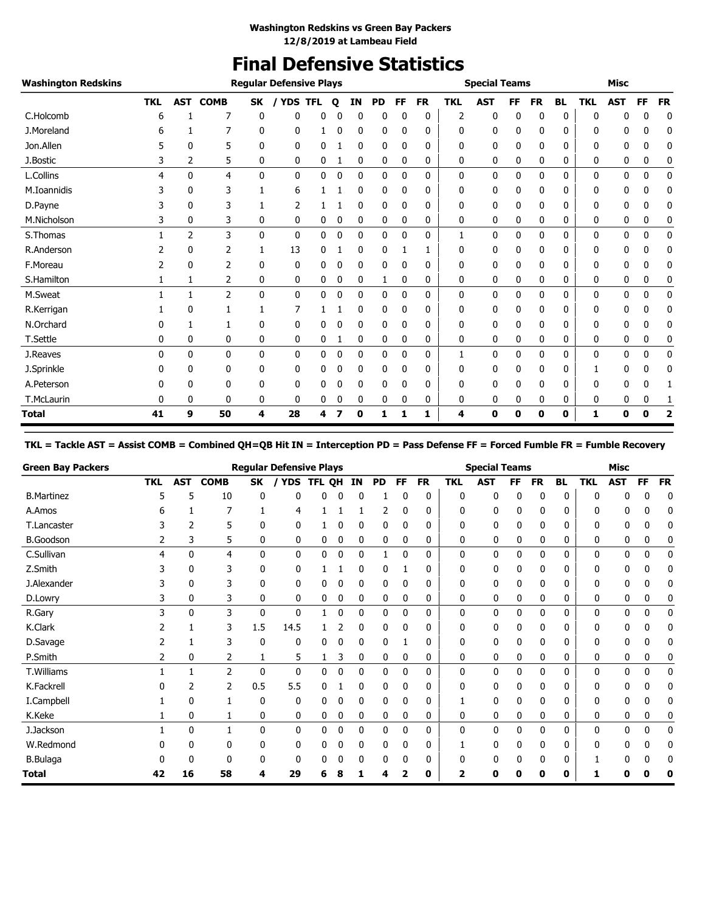**Washington Redskins vs Green Bay Packers**
**12/8/2019 at Lambeau Field**

# Final Defensive Statistics

| Washington Redskins | Regular Defensive Plays | | | | | | | | | | | Special Teams | | | | | Misc | | | |
|---|---|---|---|---|---|---|---|---|---|---|---|---|---|---|---|---|---|---|---|---|
| | TKL | AST | COMB | SK | / YDS | TFL | Q | IN | PD | FF | FR | TKL | AST | FF | FR | BL | TKL | AST | FF | FR |
| C.Holcomb | 6 | 1 | 7 | 0 | 0 | 0 | 0 | 0 | 1 | 0 | 0 | 2 | 0 | 0 | 0 | 0 | 0 | 0 | 0 | 0 |
| J.Moreland | 6 | 1 | 7 | 0 | 0 | 1 | 0 | 0 | 0 | 0 | 0 | 0 | 0 | 0 | 0 | 0 | 0 | 0 | 0 | 0 |
| Jon.Allen | 5 | 0 | 5 | 0 | 0 | 0 | 1 | 0 | 0 | 0 | 0 | 0 | 0 | 0 | 0 | 0 | 0 | 0 | 0 | 0 |
| J.Bostic | 3 | 2 | 5 | 0 | 0 | 0 | 1 | 0 | 0 | 0 | 0 | 0 | 0 | 0 | 0 | 0 | 0 | 0 | 0 | 0 |
| L.Collins | 4 | 0 | 4 | 0 | 0 | 0 | 0 | 0 | 0 | 0 | 0 | 0 | 0 | 0 | 0 | 0 | 0 | 0 | 0 | 0 |
| M.Ioannidis | 3 | 0 | 3 | 1 | 6 | 1 | 1 | 0 | 0 | 0 | 0 | 0 | 0 | 0 | 0 | 0 | 0 | 0 | 0 | 0 |
| D.Payne | 3 | 0 | 3 | 1 | 2 | 1 | 1 | 0 | 0 | 0 | 0 | 0 | 0 | 0 | 0 | 0 | 0 | 0 | 0 | 0 |
| M.Nicholson | 3 | 0 | 3 | 0 | 0 | 0 | 0 | 0 | 0 | 0 | 0 | 0 | 0 | 0 | 0 | 0 | 0 | 0 | 0 | 0 |
| S.Thomas | 1 | 2 | 3 | 0 | 0 | 0 | 0 | 0 | 0 | 0 | 0 | 1 | 0 | 0 | 0 | 0 | 0 | 0 | 0 | 0 |
| R.Anderson | 2 | 0 | 2 | 1 | 13 | 0 | 1 | 0 | 0 | 1 | 1 | 0 | 0 | 0 | 0 | 0 | 0 | 0 | 0 | 0 |
| F.Moreau | 2 | 0 | 2 | 0 | 0 | 0 | 0 | 0 | 0 | 0 | 0 | 0 | 0 | 0 | 0 | 0 | 0 | 0 | 0 | 0 |
| S.Hamilton | 1 | 1 | 2 | 0 | 0 | 0 | 0 | 0 | 1 | 0 | 0 | 0 | 0 | 0 | 0 | 0 | 0 | 0 | 0 | 0 |
| M.Sweat | 1 | 1 | 2 | 0 | 0 | 0 | 0 | 0 | 0 | 0 | 0 | 0 | 0 | 0 | 0 | 0 | 0 | 0 | 0 | 0 |
| R.Kerrigan | 1 | 0 | 1 | 1 | 7 | 1 | 1 | 0 | 0 | 0 | 0 | 0 | 0 | 0 | 0 | 0 | 0 | 0 | 0 | 0 |
| N.Orchard | 0 | 1 | 1 | 0 | 0 | 0 | 0 | 0 | 0 | 0 | 0 | 0 | 0 | 0 | 0 | 0 | 0 | 0 | 0 | 0 |
| T.Settle | 0 | 0 | 0 | 0 | 0 | 0 | 1 | 0 | 0 | 0 | 0 | 0 | 0 | 0 | 0 | 0 | 0 | 0 | 0 | 0 |
| J.Reaves | 0 | 0 | 0 | 0 | 0 | 0 | 0 | 0 | 0 | 0 | 0 | 1 | 0 | 0 | 0 | 0 | 0 | 0 | 0 | 0 |
| J.Sprinkle | 0 | 0 | 0 | 0 | 0 | 0 | 0 | 0 | 0 | 0 | 0 | 0 | 0 | 0 | 0 | 0 | 1 | 0 | 0 | 0 |
| A.Peterson | 0 | 0 | 0 | 0 | 0 | 0 | 0 | 0 | 0 | 0 | 0 | 0 | 0 | 0 | 0 | 0 | 0 | 0 | 0 | 1 |
| T.McLaurin | 0 | 0 | 0 | 0 | 0 | 0 | 0 | 0 | 0 | 0 | 0 | 0 | 0 | 0 | 0 | 0 | 0 | 0 | 0 | 1 |
| **Total** | **41** | **9** | **50** | **4** | **28** | **4** | **7** | **0** | **1** | **1** | **1** | **4** | **0** | **0** | **0** | **0** | **1** | **0** | **0** | **2** |

**TKL = Tackle AST = Assist COMB = Combined QH=QB Hit IN = Interception PD = Pass Defense FF = Forced Fumble FR = Fumble Recovery**

| Green Bay Packers | Regular Defensive Plays | | | | | | | | | | | Special Teams | | | | | Misc | | | |
|---|---|---|---|---|---|---|---|---|---|---|---|---|---|---|---|---|---|---|---|---|
| | TKL | AST | COMB | SK | / YDS | TFL | QH | IN | PD | FF | FR | TKL | AST | FF | FR | BL | TKL | AST | FF | FR |
| B.Martinez | 5 | 5 | 10 | 0 | 0 | 0 | 0 | 0 | 1 | 0 | 0 | 0 | 0 | 0 | 0 | 0 | 0 | 0 | 0 | 0 |
| A.Amos | 6 | 1 | 7 | 1 | 4 | 1 | 1 | 1 | 2 | 0 | 0 | 0 | 0 | 0 | 0 | 0 | 0 | 0 | 0 | 0 |
| T.Lancaster | 3 | 2 | 5 | 0 | 0 | 1 | 0 | 0 | 0 | 0 | 0 | 0 | 0 | 0 | 0 | 0 | 0 | 0 | 0 | 0 |
| B.Goodson | 2 | 3 | 5 | 0 | 0 | 0 | 0 | 0 | 0 | 0 | 0 | 0 | 0 | 0 | 0 | 0 | 0 | 0 | 0 | 0 |
| C.Sullivan | 4 | 0 | 4 | 0 | 0 | 0 | 0 | 0 | 1 | 0 | 0 | 0 | 0 | 0 | 0 | 0 | 0 | 0 | 0 | 0 |
| Z.Smith | 3 | 0 | 3 | 0 | 0 | 1 | 1 | 0 | 0 | 1 | 0 | 0 | 0 | 0 | 0 | 0 | 0 | 0 | 0 | 0 |
| J.Alexander | 3 | 0 | 3 | 0 | 0 | 0 | 0 | 0 | 0 | 0 | 0 | 0 | 0 | 0 | 0 | 0 | 0 | 0 | 0 | 0 |
| D.Lowry | 3 | 0 | 3 | 0 | 0 | 0 | 0 | 0 | 0 | 0 | 0 | 0 | 0 | 0 | 0 | 0 | 0 | 0 | 0 | 0 |
| R.Gary | 3 | 0 | 3 | 0 | 0 | 1 | 0 | 0 | 0 | 0 | 0 | 0 | 0 | 0 | 0 | 0 | 0 | 0 | 0 | 0 |
| K.Clark | 2 | 1 | 3 | 1.5 | 14.5 | 1 | 2 | 0 | 0 | 0 | 0 | 0 | 0 | 0 | 0 | 0 | 0 | 0 | 0 | 0 |
| D.Savage | 2 | 1 | 3 | 0 | 0 | 0 | 0 | 0 | 0 | 1 | 0 | 0 | 0 | 0 | 0 | 0 | 0 | 0 | 0 | 0 |
| P.Smith | 2 | 0 | 2 | 1 | 5 | 1 | 3 | 0 | 0 | 0 | 0 | 0 | 0 | 0 | 0 | 0 | 0 | 0 | 0 | 0 |
| T.Williams | 1 | 1 | 2 | 0 | 0 | 0 | 0 | 0 | 0 | 0 | 0 | 0 | 0 | 0 | 0 | 0 | 0 | 0 | 0 | 0 |
| K.Fackrell | 0 | 2 | 2 | 0.5 | 5.5 | 0 | 1 | 0 | 0 | 0 | 0 | 0 | 0 | 0 | 0 | 0 | 0 | 0 | 0 | 0 |
| I.Campbell | 1 | 0 | 1 | 0 | 0 | 0 | 0 | 0 | 0 | 0 | 0 | 1 | 0 | 0 | 0 | 0 | 0 | 0 | 0 | 0 |
| K.Keke | 1 | 0 | 1 | 0 | 0 | 0 | 0 | 0 | 0 | 0 | 0 | 0 | 0 | 0 | 0 | 0 | 0 | 0 | 0 | 0 |
| J.Jackson | 1 | 0 | 1 | 0 | 0 | 0 | 0 | 0 | 0 | 0 | 0 | 0 | 0 | 0 | 0 | 0 | 0 | 0 | 0 | 0 |
| W.Redmond | 0 | 0 | 0 | 0 | 0 | 0 | 0 | 0 | 0 | 0 | 0 | 1 | 0 | 0 | 0 | 0 | 0 | 0 | 0 | 0 |
| B.Bulaga | 0 | 0 | 0 | 0 | 0 | 0 | 0 | 0 | 0 | 0 | 0 | 0 | 0 | 0 | 0 | 0 | 1 | 0 | 0 | 0 |
| **Total** | **42** | **16** | **58** | **4** | **29** | **6** | **8** | **1** | **4** | **2** | **0** | **2** | **0** | **0** | **0** | **0** | **1** | **0** | **0** | **0** |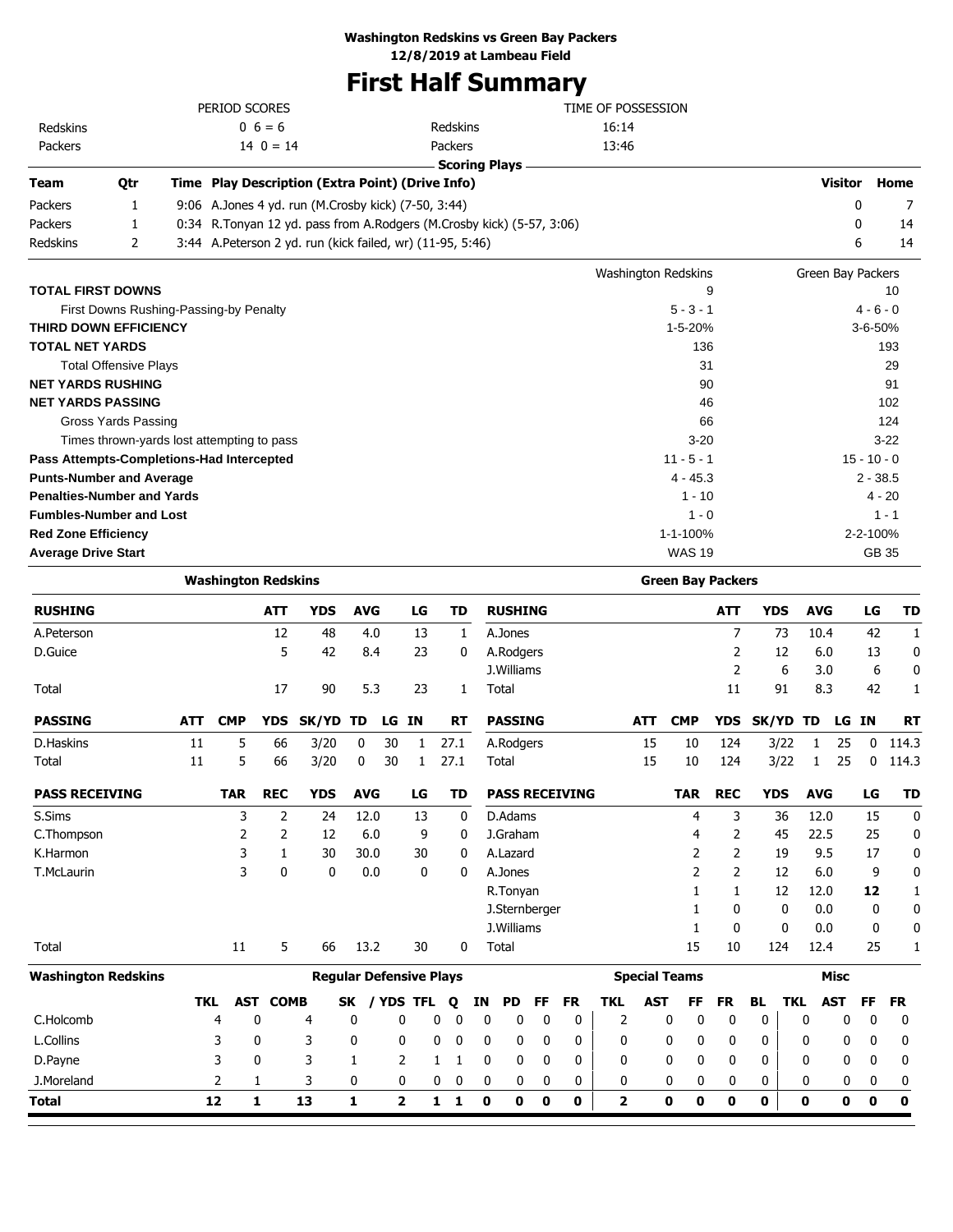**Washington Redskins vs Green Bay Packers**
**12/8/2019 at Lambeau Field**

# First Half Summary

| PERIOD SCORES | | | TIME OF POSSESSION | |
|---|---|---|---|---|
| Redskins | 0 6 = 6 | | Redskins | 16:14 |
| Packers | 14 0 = 14 | | Packers | 13:46 |

**Scoring Plays**

| Team | Qtr | Time | Play Description (Extra Point) (Drive Info) | Visitor | Home |
|---|---|---|---|---|---|
| Packers | 1 | 9:06 | A.Jones 4 yd. run (M.Crosby kick) (7-50, 3:44) | 0 | 7 |
| Packers | 1 | 0:34 | R.Tonyan 12 yd. pass from A.Rodgers (M.Crosby kick) (5-57, 3:06) | 0 | 14 |
| Redskins | 2 | 3:44 | A.Peterson 2 yd. run (kick failed, wr) (11-95, 5:46) | 6 | 14 |

| | Washington Redskins | Green Bay Packers |
|---|---|---|
| **TOTAL FIRST DOWNS** | 9 | 10 |
| First Downs Rushing-Passing-by Penalty | 5 - 3 - 1 | 4 - 6 - 0 |
| **THIRD DOWN EFFICIENCY** | 1-5-20% | 3-6-50% |
| **TOTAL NET YARDS** | 136 | 193 |
| Total Offensive Plays | 31 | 29 |
| **NET YARDS RUSHING** | 90 | 91 |
| **NET YARDS PASSING** | 46 | 102 |
| Gross Yards Passing | 66 | 124 |
| Times thrown-yards lost attempting to pass | 3-20 | 3-22 |
| **Pass Attempts-Completions-Had Intercepted** | 11 - 5 - 1 | 15 - 10 - 0 |
| **Punts-Number and Average** | 4 - 45.3 | 2 - 38.5 |
| **Penalties-Number and Yards** | 1 - 10 | 4 - 20 |
| **Fumbles-Number and Lost** | 1 - 0 | 1 - 1 |
| **Red Zone Efficiency** | 1-1-100% | 2-2-100% |
| **Average Drive Start** | WAS 19 | GB 35 |

## Washington Redskins

| RUSHING | ATT | YDS | AVG | LG | TD |
|---|---|---|---|---|---|
| A.Peterson | 12 | 48 | 4.0 | 13 | 1 |
| D.Guice | 5 | 42 | 8.4 | 23 | 0 |
| Total | 17 | 90 | 5.3 | 23 | 1 |

| PASSING | ATT | CMP | YDS | SK/YD | TD | LG | IN | RT |
|---|---|---|---|---|---|---|---|---|
| D.Haskins | 11 | 5 | 66 | 3/20 | 0 | 30 | 1 | 27.1 |
| Total | 11 | 5 | 66 | 3/20 | 0 | 30 | 1 | 27.1 |

| PASS RECEIVING | TAR | REC | YDS | AVG | LG | TD |
|---|---|---|---|---|---|---|
| S.Sims | 3 | 2 | 24 | 12.0 | 13 | 0 |
| C.Thompson | 2 | 2 | 12 | 6.0 | 9 | 0 |
| K.Harmon | 3 | 1 | 30 | 30.0 | 30 | 0 |
| T.McLaurin | 3 | 0 | 0 | 0.0 | 0 | 0 |
| Total | 11 | 5 | 66 | 13.2 | 30 | 0 |

## Green Bay Packers

| RUSHING | ATT | YDS | AVG | LG | TD |
|---|---|---|---|---|---|
| A.Jones | 7 | 73 | 10.4 | 42 | 1 |
| A.Rodgers | 2 | 12 | 6.0 | 13 | 0 |
| J.Williams | 2 | 6 | 3.0 | 6 | 0 |
| Total | 11 | 91 | 8.3 | 42 | 1 |

| PASSING | ATT | CMP | YDS | SK/YD | TD | LG | IN | RT |
|---|---|---|---|---|---|---|---|---|
| A.Rodgers | 15 | 10 | 124 | 3/22 | 1 | 25 | 0 | 114.3 |
| Total | 15 | 10 | 124 | 3/22 | 1 | 25 | 0 | 114.3 |

| PASS RECEIVING | TAR | REC | YDS | AVG | LG | TD |
|---|---|---|---|---|---|---|
| D.Adams | 4 | 3 | 36 | 12.0 | 15 | 0 |
| J.Graham | 4 | 2 | 45 | 22.5 | 25 | 0 |
| A.Lazard | 2 | 2 | 19 | 9.5 | 17 | 0 |
| A.Jones | 2 | 2 | 12 | 6.0 | 9 | 0 |
| R.Tonyan | 1 | 1 | 12 | 12.0 | **12** | 1 |
| J.Sternberger | 1 | 0 | 0 | 0.0 | 0 | 0 |
| J.Williams | 1 | 0 | 0 | 0.0 | 0 | 0 |
| Total | 15 | 10 | 124 | 12.4 | 25 | 1 |

## Washington Redskins Defense

| | Regular Defensive Plays | | | | | | | | | | | | Special Teams | | | | | Misc | | | |
|---|---|---|---|---|---|---|---|---|---|---|---|---|---|---|---|---|---|---|---|---|---|
| | TKL | AST | COMB | SK | / YDS | TFL | Q | IN | PD | FF | FR | TKL | AST | FF | FR | BL | TKL | AST | FF | FR |
| C.Holcomb | 4 | 0 | 4 | 0 | 0 | 0 | 0 | 0 | 0 | 0 | 0 | 2 | 0 | 0 | 0 | 0 | 0 | 0 | 0 | 0 |
| L.Collins | 3 | 0 | 3 | 0 | 0 | 0 | 0 | 0 | 0 | 0 | 0 | 0 | 0 | 0 | 0 | 0 | 0 | 0 | 0 | 0 |
| D.Payne | 3 | 0 | 3 | 1 | 2 | 1 | 1 | 0 | 0 | 0 | 0 | 0 | 0 | 0 | 0 | 0 | 0 | 0 | 0 | 0 |
| J.Moreland | 2 | 1 | 3 | 0 | 0 | 0 | 0 | 0 | 0 | 0 | 0 | 0 | 0 | 0 | 0 | 0 | 0 | 0 | 0 | 0 |
| **Total** | **12** | **1** | **13** | **1** | **2** | **1** | **1** | **0** | **0** | **0** | **0** | **2** | **0** | **0** | **0** | **0** | **0** | **0** | **0** | **0** |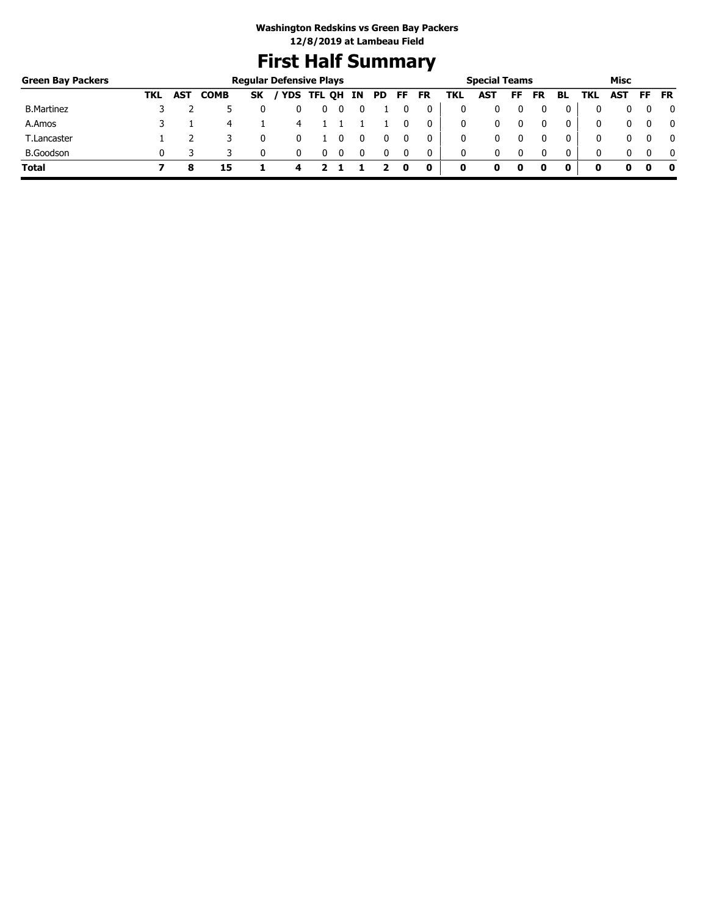**Washington Redskins vs Green Bay Packers**
**12/8/2019 at Lambeau Field**

# First Half Summary

| Green Bay Packers | Regular Defensive Plays | | | | | | | | | | | Special Teams | | | | | Misc | | | |
|---|---|---|---|---|---|---|---|---|---|---|---|---|---|---|---|---|---|---|---|---|
| | TKL | AST | COMB | SK | / YDS | TFL | QH | IN | PD | FF | FR | TKL | AST | FF | FR | BL | TKL | AST | FF | FR |
| B.Martinez | 3 | 2 | 5 | 0 | 0 | 0 | 0 | 0 | 1 | 0 | 0 | 0 | 0 | 0 | 0 | 0 | 0 | 0 | 0 | 0 |
| A.Amos | 3 | 1 | 4 | 1 | 4 | 1 | 1 | 1 | 1 | 0 | 0 | 0 | 0 | 0 | 0 | 0 | 0 | 0 | 0 | 0 |
| T.Lancaster | 1 | 2 | 3 | 0 | 0 | 1 | 0 | 0 | 0 | 0 | 0 | 0 | 0 | 0 | 0 | 0 | 0 | 0 | 0 | 0 |
| B.Goodson | 0 | 3 | 3 | 0 | 0 | 0 | 0 | 0 | 0 | 0 | 0 | 0 | 0 | 0 | 0 | 0 | 0 | 0 | 0 | 0 |
| **Total** | **7** | **8** | **15** | **1** | **4** | **2** | **1** | **1** | **2** | **0** | **0** | **0** | **0** | **0** | **0** | **0** | **0** | **0** | **0** | **0** |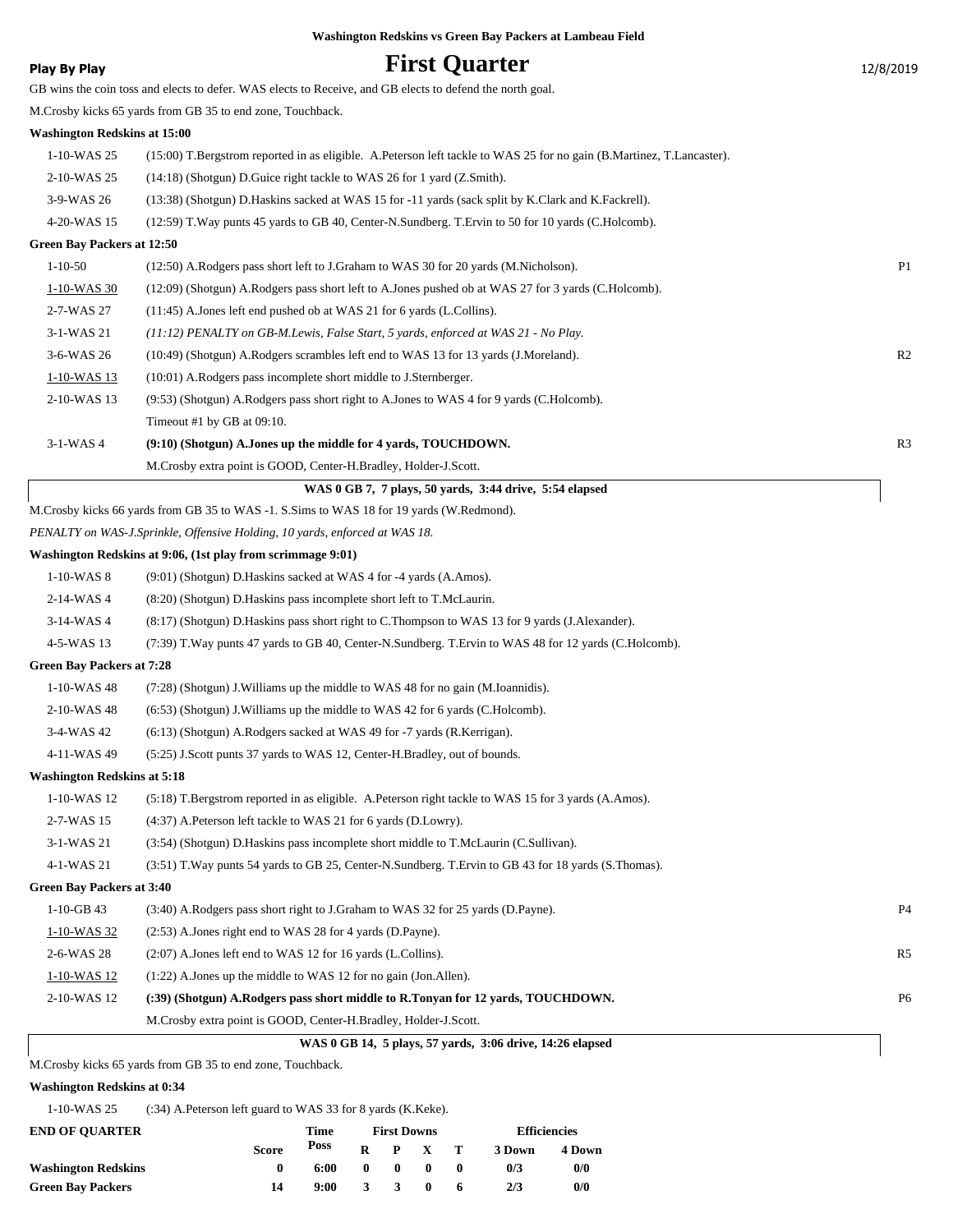Washington Redskins vs Green Bay Packers at Lambeau Field

**Play By Play** — **First Quarter** — 12/8/2019

GB wins the coin toss and elects to defer. WAS elects to Receive, and GB elects to defend the north goal.

M.Crosby kicks 65 yards from GB 35 to end zone, Touchback.

**Washington Redskins at 15:00**

| Down | Play | |
|---|---|---|
| 1-10-WAS 25 | (15:00) T.Bergstrom reported in as eligible. A.Peterson left tackle to WAS 25 for no gain (B.Martinez, T.Lancaster). | |
| 2-10-WAS 25 | (14:18) (Shotgun) D.Guice right tackle to WAS 26 for 1 yard (Z.Smith). | |
| 3-9-WAS 26 | (13:38) (Shotgun) D.Haskins sacked at WAS 15 for -11 yards (sack split by K.Clark and K.Fackrell). | |
| 4-20-WAS 15 | (12:59) T.Way punts 45 yards to GB 40, Center-N.Sundberg. T.Ervin to 50 for 10 yards (C.Holcomb). | |

**Green Bay Packers at 12:50**

| Down | Play | |
|---|---|---|
| 1-10-50 | (12:50) A.Rodgers pass short left to J.Graham to WAS 30 for 20 yards (M.Nicholson). | P1 |
| 1-10-WAS 30 | (12:09) (Shotgun) A.Rodgers pass short left to A.Jones pushed ob at WAS 27 for 3 yards (C.Holcomb). | |
| 2-7-WAS 27 | (11:45) A.Jones left end pushed ob at WAS 21 for 6 yards (L.Collins). | |
| 3-1-WAS 21 | *(11:12) PENALTY on GB-M.Lewis, False Start, 5 yards, enforced at WAS 21 - No Play.* | |
| 3-6-WAS 26 | (10:49) (Shotgun) A.Rodgers scrambles left end to WAS 13 for 13 yards (J.Moreland). | R2 |
| 1-10-WAS 13 | (10:01) A.Rodgers pass incomplete short middle to J.Sternberger. | |
| 2-10-WAS 13 | (9:53) (Shotgun) A.Rodgers pass short right to A.Jones to WAS 4 for 9 yards (C.Holcomb). | |
| | Timeout #1 by GB at 09:10. | |
| 3-1-WAS 4 | **(9:10) (Shotgun) A.Jones up the middle for 4 yards, TOUCHDOWN.** | R3 |
| | M.Crosby extra point is GOOD, Center-H.Bradley, Holder-J.Scott. | |

**WAS 0 GB 7, 7 plays, 50 yards, 3:44 drive, 5:54 elapsed**

M.Crosby kicks 66 yards from GB 35 to WAS -1. S.Sims to WAS 18 for 19 yards (W.Redmond).

*PENALTY on WAS-J.Sprinkle, Offensive Holding, 10 yards, enforced at WAS 18.*

**Washington Redskins at 9:06, (1st play from scrimmage 9:01)**

| Down | Play | |
|---|---|---|
| 1-10-WAS 8 | (9:01) (Shotgun) D.Haskins sacked at WAS 4 for -4 yards (A.Amos). | |
| 2-14-WAS 4 | (8:20) (Shotgun) D.Haskins pass incomplete short left to T.McLaurin. | |
| 3-14-WAS 4 | (8:17) (Shotgun) D.Haskins pass short right to C.Thompson to WAS 13 for 9 yards (J.Alexander). | |
| 4-5-WAS 13 | (7:39) T.Way punts 47 yards to GB 40, Center-N.Sundberg. T.Ervin to WAS 48 for 12 yards (C.Holcomb). | |

**Green Bay Packers at 7:28**

| Down | Play | |
|---|---|---|
| 1-10-WAS 48 | (7:28) (Shotgun) J.Williams up the middle to WAS 48 for no gain (M.Ioannidis). | |
| 2-10-WAS 48 | (6:53) (Shotgun) J.Williams up the middle to WAS 42 for 6 yards (C.Holcomb). | |
| 3-4-WAS 42 | (6:13) (Shotgun) A.Rodgers sacked at WAS 49 for -7 yards (R.Kerrigan). | |
| 4-11-WAS 49 | (5:25) J.Scott punts 37 yards to WAS 12, Center-H.Bradley, out of bounds. | |

**Washington Redskins at 5:18**

| Down | Play | |
|---|---|---|
| 1-10-WAS 12 | (5:18) T.Bergstrom reported in as eligible. A.Peterson right tackle to WAS 15 for 3 yards (A.Amos). | |
| 2-7-WAS 15 | (4:37) A.Peterson left tackle to WAS 21 for 6 yards (D.Lowry). | |
| 3-1-WAS 21 | (3:54) (Shotgun) D.Haskins pass incomplete short middle to T.McLaurin (C.Sullivan). | |
| 4-1-WAS 21 | (3:51) T.Way punts 54 yards to GB 25, Center-N.Sundberg. T.Ervin to GB 43 for 18 yards (S.Thomas). | |

**Green Bay Packers at 3:40**

| Down | Play | |
|---|---|---|
| 1-10-GB 43 | (3:40) A.Rodgers pass short right to J.Graham to WAS 32 for 25 yards (D.Payne). | P4 |
| 1-10-WAS 32 | (2:53) A.Jones right end to WAS 28 for 4 yards (D.Payne). | |
| 2-6-WAS 28 | (2:07) A.Jones left end to WAS 12 for 16 yards (L.Collins). | R5 |
| 1-10-WAS 12 | (1:22) A.Jones up the middle to WAS 12 for no gain (Jon.Allen). | |
| 2-10-WAS 12 | **(:39) (Shotgun) A.Rodgers pass short middle to R.Tonyan for 12 yards, TOUCHDOWN.** | P6 |
| | M.Crosby extra point is GOOD, Center-H.Bradley, Holder-J.Scott. | |

**WAS 0 GB 14, 5 plays, 57 yards, 3:06 drive, 14:26 elapsed**

M.Crosby kicks 65 yards from GB 35 to end zone, Touchback.

**Washington Redskins at 0:34**

| Down | Play |
|---|---|
| 1-10-WAS 25 | (:34) A.Peterson left guard to WAS 33 for 8 yards (K.Keke). |

| END OF QUARTER | Score | Time Poss | First Downs R | P | X | T | Efficiencies 3 Down | 4 Down |
|---|---|---|---|---|---|---|---|---|
| **Washington Redskins** | **0** | **6:00** | **0** | **0** | **0** | **0** | **0/3** | **0/0** |
| **Green Bay Packers** | **14** | **9:00** | **3** | **3** | **0** | **6** | **2/3** | **0/0** |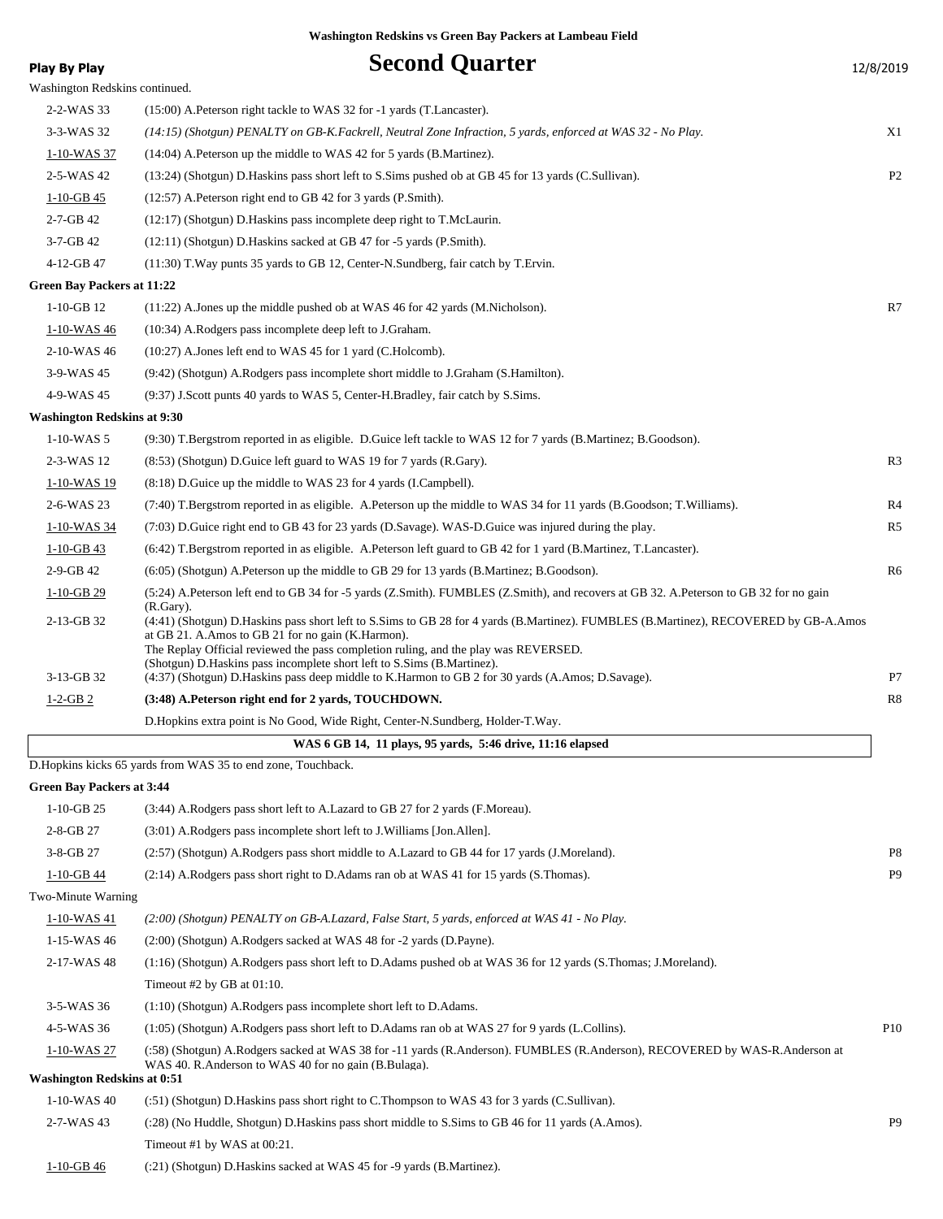**Washington Redskins vs Green Bay Packers at Lambeau Field**

# Second Quarter

**Play By Play** 12/8/2019

Washington Redskins continued.

| Down | Play | |
|---|---|---|
| 2-2-WAS 33 | (15:00) A.Peterson right tackle to WAS 32 for -1 yards (T.Lancaster). | |
| 3-3-WAS 32 | *(14:15) (Shotgun) PENALTY on GB-K.Fackrell, Neutral Zone Infraction, 5 yards, enforced at WAS 32 - No Play.* | X1 |
| 1-10-WAS 37 | (14:04) A.Peterson up the middle to WAS 42 for 5 yards (B.Martinez). | |
| 2-5-WAS 42 | (13:24) (Shotgun) D.Haskins pass short left to S.Sims pushed ob at GB 45 for 13 yards (C.Sullivan). | P2 |
| 1-10-GB 45 | (12:57) A.Peterson right end to GB 42 for 3 yards (P.Smith). | |
| 2-7-GB 42 | (12:17) (Shotgun) D.Haskins pass incomplete deep right to T.McLaurin. | |
| 3-7-GB 42 | (12:11) (Shotgun) D.Haskins sacked at GB 47 for -5 yards (P.Smith). | |
| 4-12-GB 47 | (11:30) T.Way punts 35 yards to GB 12, Center-N.Sundberg, fair catch by T.Ervin. | |

**Green Bay Packers at 11:22**

| Down | Play | |
|---|---|---|
| 1-10-GB 12 | (11:22) A.Jones up the middle pushed ob at WAS 46 for 42 yards (M.Nicholson). | R7 |
| 1-10-WAS 46 | (10:34) A.Rodgers pass incomplete deep left to J.Graham. | |
| 2-10-WAS 46 | (10:27) A.Jones left end to WAS 45 for 1 yard (C.Holcomb). | |
| 3-9-WAS 45 | (9:42) (Shotgun) A.Rodgers pass incomplete short middle to J.Graham (S.Hamilton). | |
| 4-9-WAS 45 | (9:37) J.Scott punts 40 yards to WAS 5, Center-H.Bradley, fair catch by S.Sims. | |

**Washington Redskins at 9:30**

| Down | Play | |
|---|---|---|
| 1-10-WAS 5 | (9:30) T.Bergstrom reported in as eligible. D.Guice left tackle to WAS 12 for 7 yards (B.Martinez; B.Goodson). | |
| 2-3-WAS 12 | (8:53) (Shotgun) D.Guice left guard to WAS 19 for 7 yards (R.Gary). | R3 |
| 1-10-WAS 19 | (8:18) D.Guice up the middle to WAS 23 for 4 yards (I.Campbell). | |
| 2-6-WAS 23 | (7:40) T.Bergstrom reported in as eligible. A.Peterson up the middle to WAS 34 for 11 yards (B.Goodson; T.Williams). | R4 |
| 1-10-WAS 34 | (7:03) D.Guice right end to GB 43 for 23 yards (D.Savage). WAS-D.Guice was injured during the play. | R5 |
| 1-10-GB 43 | (6:42) T.Bergstrom reported in as eligible. A.Peterson left guard to GB 42 for 1 yard (B.Martinez, T.Lancaster). | |
| 2-9-GB 42 | (6:05) (Shotgun) A.Peterson up the middle to GB 29 for 13 yards (B.Martinez; B.Goodson). | R6 |
| 1-10-GB 29 | (5:24) A.Peterson left end to GB 34 for -5 yards (Z.Smith). FUMBLES (Z.Smith), and recovers at GB 32. A.Peterson to GB 32 for no gain (R.Gary). | |
| 2-13-GB 32 | (4:41) (Shotgun) D.Haskins pass short left to S.Sims to GB 28 for 4 yards (B.Martinez). FUMBLES (B.Martinez), RECOVERED by GB-A.Amos at GB 21. A.Amos to GB 21 for no gain (K.Harmon). The Replay Official reviewed the pass completion ruling, and the play was REVERSED. (Shotgun) D.Haskins pass incomplete short left to S.Sims (B.Martinez). | |
| 3-13-GB 32 | (4:37) (Shotgun) D.Haskins pass deep middle to K.Harmon to GB 2 for 30 yards (A.Amos; D.Savage). | P7 |
| 1-2-GB 2 | **(3:48) A.Peterson right end for 2 yards, TOUCHDOWN.** | R8 |
| | D.Hopkins extra point is No Good, Wide Right, Center-N.Sundberg, Holder-T.Way. | |

**WAS 6 GB 14, 11 plays, 95 yards, 5:46 drive, 11:16 elapsed**

D.Hopkins kicks 65 yards from WAS 35 to end zone, Touchback.

**Green Bay Packers at 3:44**

| Down | Play | |
|---|---|---|
| 1-10-GB 25 | (3:44) A.Rodgers pass short left to A.Lazard to GB 27 for 2 yards (F.Moreau). | |
| 2-8-GB 27 | (3:01) A.Rodgers pass incomplete short left to J.Williams [Jon.Allen]. | |
| 3-8-GB 27 | (2:57) (Shotgun) A.Rodgers pass short middle to A.Lazard to GB 44 for 17 yards (J.Moreland). | P8 |
| 1-10-GB 44 | (2:14) A.Rodgers pass short right to D.Adams ran ob at WAS 41 for 15 yards (S.Thomas). | P9 |
| Two-Minute Warning | | |
| 1-10-WAS 41 | *(2:00) (Shotgun) PENALTY on GB-A.Lazard, False Start, 5 yards, enforced at WAS 41 - No Play.* | |
| 1-15-WAS 46 | (2:00) (Shotgun) A.Rodgers sacked at WAS 48 for -2 yards (D.Payne). | |
| 2-17-WAS 48 | (1:16) (Shotgun) A.Rodgers pass short left to D.Adams pushed ob at WAS 36 for 12 yards (S.Thomas; J.Moreland). | |
| | Timeout #2 by GB at 01:10. | |
| 3-5-WAS 36 | (1:10) (Shotgun) A.Rodgers pass incomplete short left to D.Adams. | |
| 4-5-WAS 36 | (1:05) (Shotgun) A.Rodgers pass short left to D.Adams ran ob at WAS 27 for 9 yards (L.Collins). | P10 |
| 1-10-WAS 27 | (:58) (Shotgun) A.Rodgers sacked at WAS 38 for -11 yards (R.Anderson). FUMBLES (R.Anderson), RECOVERED by WAS-R.Anderson at WAS 40. R.Anderson to WAS 40 for no gain (B.Bulaga). | |

**Washington Redskins at 0:51**

| Down | Play | |
|---|---|---|
| 1-10-WAS 40 | (:51) (Shotgun) D.Haskins pass short right to C.Thompson to WAS 43 for 3 yards (C.Sullivan). | |
| 2-7-WAS 43 | (:28) (No Huddle, Shotgun) D.Haskins pass short middle to S.Sims to GB 46 for 11 yards (A.Amos). | P9 |
| | Timeout #1 by WAS at 00:21. | |
| 1-10-GB 46 | (:21) (Shotgun) D.Haskins sacked at WAS 45 for -9 yards (B.Martinez). | |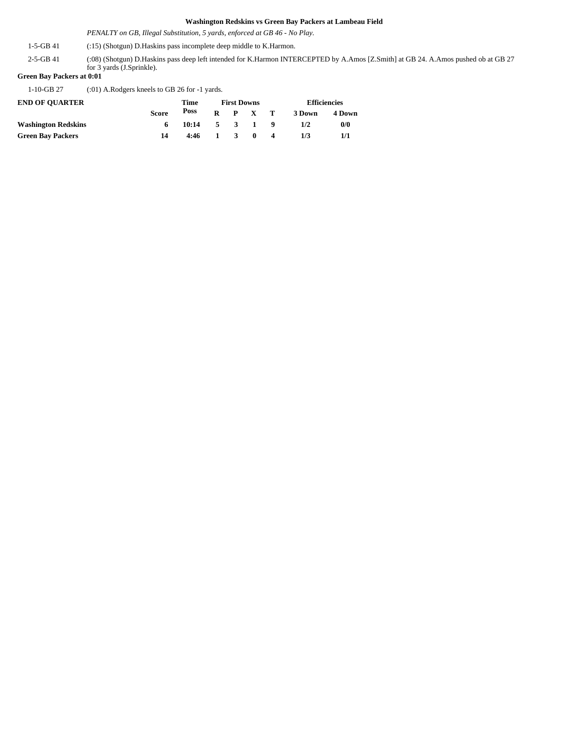*PENALTY on GB, Illegal Substitution, 5 yards, enforced at GB 46 - No Play.*

| | |
|---|---|
| 1-5-GB 41 | (:15) (Shotgun) D.Haskins pass incomplete deep middle to K.Harmon. |
| 2-5-GB 41 | (:08) (Shotgun) D.Haskins pass deep left intended for K.Harmon INTERCEPTED by A.Amos [Z.Smith] at GB 24. A.Amos pushed ob at GB 27 for 3 yards (J.Sprinkle). |

**Green Bay Packers at 0:01**

| | |
|---|---|
| 1-10-GB 27 | (:01) A.Rodgers kneels to GB 26 for -1 yards. |

| END OF QUARTER | | Time | First Downs | | | | Efficiencies | |
|---|---|---|---|---|---|---|---|---|
| | Score | Poss | R | P | X | T | 3 Down | 4 Down |
| **Washington Redskins** | 6 | 10:14 | 5 | 3 | 1 | 9 | 1/2 | 0/0 |
| **Green Bay Packers** | 14 | 4:46 | 1 | 3 | 0 | 4 | 1/3 | 1/1 |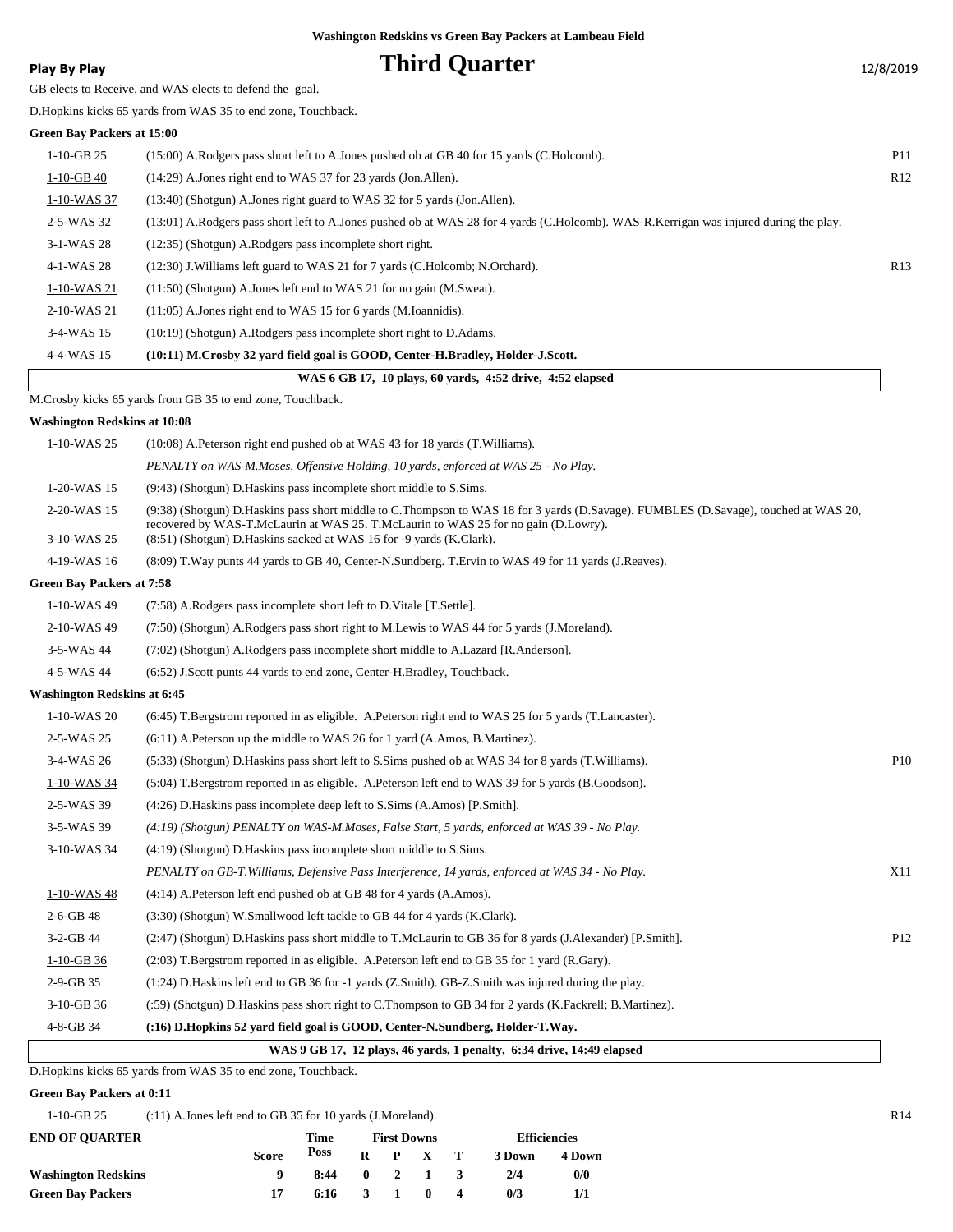**Washington Redskins vs Green Bay Packers at Lambeau Field**

**Play By Play**

# Third Quarter

12/8/2019

GB elects to Receive, and WAS elects to defend the goal.

D.Hopkins kicks 65 yards from WAS 35 to end zone, Touchback.

**Green Bay Packers at 15:00**

| | | |
|---|---|---|
| 1-10-GB 25 | (15:00) A.Rodgers pass short left to A.Jones pushed ob at GB 40 for 15 yards (C.Holcomb). | P11 |
| 1-10-GB 40 | (14:29) A.Jones right end to WAS 37 for 23 yards (Jon.Allen). | R12 |
| 1-10-WAS 37 | (13:40) (Shotgun) A.Jones right guard to WAS 32 for 5 yards (Jon.Allen). | |
| 2-5-WAS 32 | (13:01) A.Rodgers pass short left to A.Jones pushed ob at WAS 28 for 4 yards (C.Holcomb). WAS-R.Kerrigan was injured during the play. | |
| 3-1-WAS 28 | (12:35) (Shotgun) A.Rodgers pass incomplete short right. | |
| 4-1-WAS 28 | (12:30) J.Williams left guard to WAS 21 for 7 yards (C.Holcomb; N.Orchard). | R13 |
| 1-10-WAS 21 | (11:50) (Shotgun) A.Jones left end to WAS 21 for no gain (M.Sweat). | |
| 2-10-WAS 21 | (11:05) A.Jones right end to WAS 15 for 6 yards (M.Ioannidis). | |
| 3-4-WAS 15 | (10:19) (Shotgun) A.Rodgers pass incomplete short right to D.Adams. | |
| 4-4-WAS 15 | **(10:11) M.Crosby 32 yard field goal is GOOD, Center-H.Bradley, Holder-J.Scott.** | |

**WAS 6 GB 17, 10 plays, 60 yards, 4:52 drive, 4:52 elapsed**

M.Crosby kicks 65 yards from GB 35 to end zone, Touchback.

**Washington Redskins at 10:08**

| | | |
|---|---|---|
| 1-10-WAS 25 | (10:08) A.Peterson right end pushed ob at WAS 43 for 18 yards (T.Williams). | |
| | *PENALTY on WAS-M.Moses, Offensive Holding, 10 yards, enforced at WAS 25 - No Play.* | |
| 1-20-WAS 15 | (9:43) (Shotgun) D.Haskins pass incomplete short middle to S.Sims. | |
| 2-20-WAS 15 | (9:38) (Shotgun) D.Haskins pass short middle to C.Thompson to WAS 18 for 3 yards (D.Savage). FUMBLES (D.Savage), touched at WAS 20, recovered by WAS-T.McLaurin at WAS 25. T.McLaurin to WAS 25 for no gain (D.Lowry). | |
| 3-10-WAS 25 | (8:51) (Shotgun) D.Haskins sacked at WAS 16 for -9 yards (K.Clark). | |
| 4-19-WAS 16 | (8:09) T.Way punts 44 yards to GB 40, Center-N.Sundberg. T.Ervin to WAS 49 for 11 yards (J.Reaves). | |

**Green Bay Packers at 7:58**

| | | |
|---|---|---|
| 1-10-WAS 49 | (7:58) A.Rodgers pass incomplete short left to D.Vitale [T.Settle]. | |
| 2-10-WAS 49 | (7:50) (Shotgun) A.Rodgers pass short right to M.Lewis to WAS 44 for 5 yards (J.Moreland). | |
| 3-5-WAS 44 | (7:02) (Shotgun) A.Rodgers pass incomplete short middle to A.Lazard [R.Anderson]. | |
| 4-5-WAS 44 | (6:52) J.Scott punts 44 yards to end zone, Center-H.Bradley, Touchback. | |

**Washington Redskins at 6:45**

| | | |
|---|---|---|
| 1-10-WAS 20 | (6:45) T.Bergstrom reported in as eligible. A.Peterson right end to WAS 25 for 5 yards (T.Lancaster). | |
| 2-5-WAS 25 | (6:11) A.Peterson up the middle to WAS 26 for 1 yard (A.Amos, B.Martinez). | |
| 3-4-WAS 26 | (5:33) (Shotgun) D.Haskins pass short left to S.Sims pushed ob at WAS 34 for 8 yards (T.Williams). | P10 |
| 1-10-WAS 34 | (5:04) T.Bergstrom reported in as eligible. A.Peterson left end to WAS 39 for 5 yards (B.Goodson). | |
| 2-5-WAS 39 | (4:26) D.Haskins pass incomplete deep left to S.Sims (A.Amos) [P.Smith]. | |
| 3-5-WAS 39 | *(4:19) (Shotgun) PENALTY on WAS-M.Moses, False Start, 5 yards, enforced at WAS 39 - No Play.* | |
| 3-10-WAS 34 | (4:19) (Shotgun) D.Haskins pass incomplete short middle to S.Sims. | |
| | *PENALTY on GB-T.Williams, Defensive Pass Interference, 14 yards, enforced at WAS 34 - No Play.* | X11 |
| 1-10-WAS 48 | (4:14) A.Peterson left end pushed ob at GB 48 for 4 yards (A.Amos). | |
| 2-6-GB 48 | (3:30) (Shotgun) W.Smallwood left tackle to GB 44 for 4 yards (K.Clark). | |
| 3-2-GB 44 | (2:47) (Shotgun) D.Haskins pass short middle to T.McLaurin to GB 36 for 8 yards (J.Alexander) [P.Smith]. | P12 |
| 1-10-GB 36 | (2:03) T.Bergstrom reported in as eligible. A.Peterson left end to GB 35 for 1 yard (R.Gary). | |
| 2-9-GB 35 | (1:24) D.Haskins left end to GB 36 for -1 yards (Z.Smith). GB-Z.Smith was injured during the play. | |
| 3-10-GB 36 | (:59) (Shotgun) D.Haskins pass short right to C.Thompson to GB 34 for 2 yards (K.Fackrell; B.Martinez). | |
| 4-8-GB 34 | **(:16) D.Hopkins 52 yard field goal is GOOD, Center-N.Sundberg, Holder-T.Way.** | |

**WAS 9 GB 17, 12 plays, 46 yards, 1 penalty, 6:34 drive, 14:49 elapsed**

D.Hopkins kicks 65 yards from WAS 35 to end zone, Touchback.

**Green Bay Packers at 0:11**

| | | |
|---|---|---|
| 1-10-GB 25 | (:11) A.Jones left end to GB 35 for 10 yards (J.Moreland). | R14 |

| END OF QUARTER | Score | Time Poss | First Downs R | P | X | T | Efficiencies 3 Down | 4 Down |
|---|---|---|---|---|---|---|---|---|
| **Washington Redskins** | 9 | 8:44 | 0 | 2 | 1 | 3 | 2/4 | 0/0 |
| **Green Bay Packers** | 17 | 6:16 | 3 | 1 | 0 | 4 | 0/3 | 1/1 |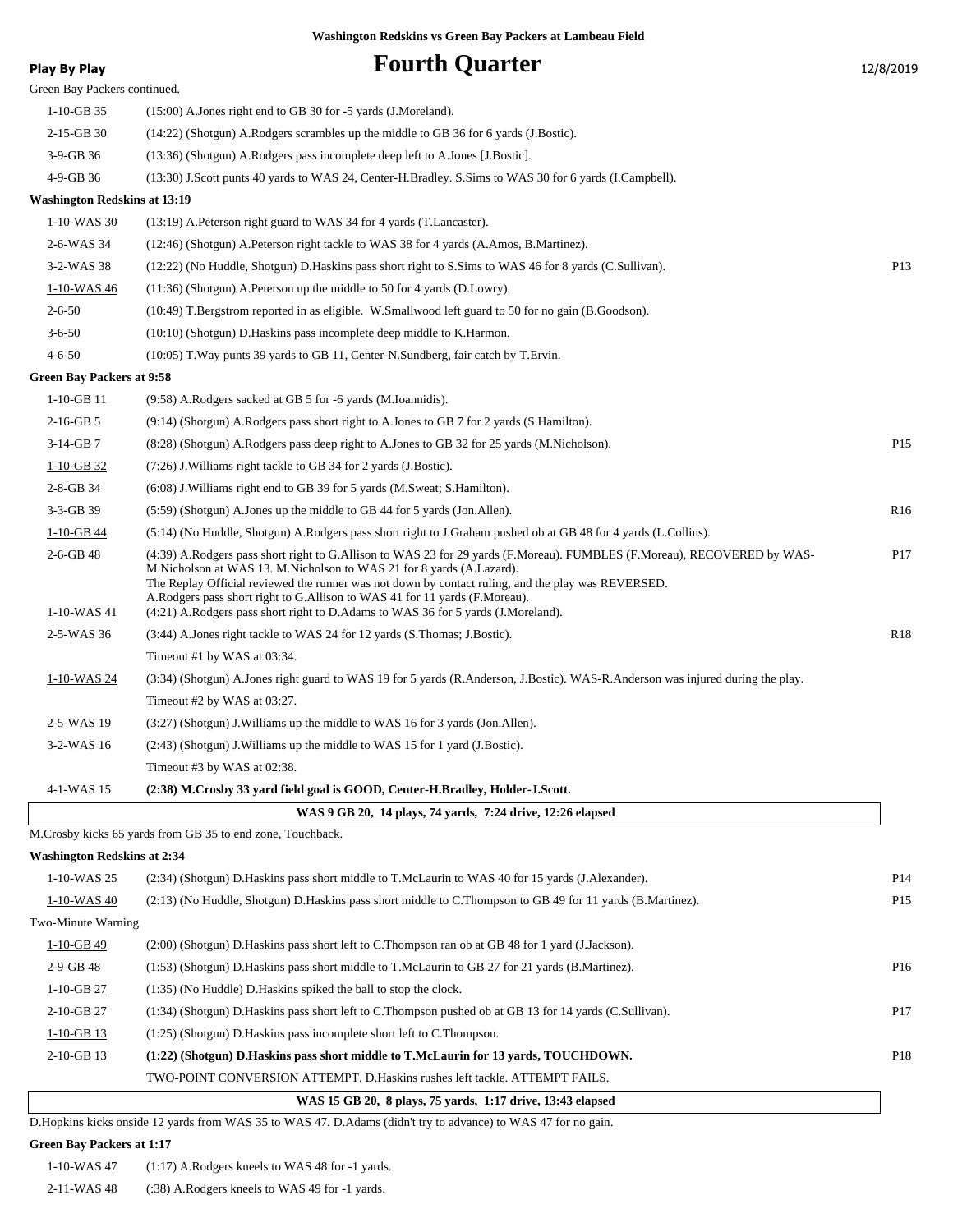**Washington Redskins vs Green Bay Packers at Lambeau Field**

# Fourth Quarter

**Play By Play** 12/8/2019

Green Bay Packers continued.

| Down | Play | |
|---|---|---|
| 1-10-GB 35 | (15:00) A.Jones right end to GB 30 for -5 yards (J.Moreland). | |
| 2-15-GB 30 | (14:22) (Shotgun) A.Rodgers scrambles up the middle to GB 36 for 6 yards (J.Bostic). | |
| 3-9-GB 36 | (13:36) (Shotgun) A.Rodgers pass incomplete deep left to A.Jones [J.Bostic]. | |
| 4-9-GB 36 | (13:30) J.Scott punts 40 yards to WAS 24, Center-H.Bradley. S.Sims to WAS 30 for 6 yards (I.Campbell). | |

**Washington Redskins at 13:19**

| Down | Play | |
|---|---|---|
| 1-10-WAS 30 | (13:19) A.Peterson right guard to WAS 34 for 4 yards (T.Lancaster). | |
| 2-6-WAS 34 | (12:46) (Shotgun) A.Peterson right tackle to WAS 38 for 4 yards (A.Amos, B.Martinez). | |
| 3-2-WAS 38 | (12:22) (No Huddle, Shotgun) D.Haskins pass short right to S.Sims to WAS 46 for 8 yards (C.Sullivan). | P13 |
| 1-10-WAS 46 | (11:36) (Shotgun) A.Peterson up the middle to 50 for 4 yards (D.Lowry). | |
| 2-6-50 | (10:49) T.Bergstrom reported in as eligible. W.Smallwood left guard to 50 for no gain (B.Goodson). | |
| 3-6-50 | (10:10) (Shotgun) D.Haskins pass incomplete deep middle to K.Harmon. | |
| 4-6-50 | (10:05) T.Way punts 39 yards to GB 11, Center-N.Sundberg, fair catch by T.Ervin. | |

**Green Bay Packers at 9:58**

| Down | Play | |
|---|---|---|
| 1-10-GB 11 | (9:58) A.Rodgers sacked at GB 5 for -6 yards (M.Ioannidis). | |
| 2-16-GB 5 | (9:14) (Shotgun) A.Rodgers pass short right to A.Jones to GB 7 for 2 yards (S.Hamilton). | |
| 3-14-GB 7 | (8:28) (Shotgun) A.Rodgers pass deep right to A.Jones to GB 32 for 25 yards (M.Nicholson). | P15 |
| 1-10-GB 32 | (7:26) J.Williams right tackle to GB 34 for 2 yards (J.Bostic). | |
| 2-8-GB 34 | (6:08) J.Williams right end to GB 39 for 5 yards (M.Sweat; S.Hamilton). | |
| 3-3-GB 39 | (5:59) (Shotgun) A.Jones up the middle to GB 44 for 5 yards (Jon.Allen). | R16 |
| 1-10-GB 44 | (5:14) (No Huddle, Shotgun) A.Rodgers pass short right to J.Graham pushed ob at GB 48 for 4 yards (L.Collins). | |
| 2-6-GB 48 | (4:39) A.Rodgers pass short right to G.Allison to WAS 23 for 29 yards (F.Moreau). FUMBLES (F.Moreau), RECOVERED by WAS-M.Nicholson at WAS 13. M.Nicholson to WAS 21 for 8 yards (A.Lazard). The Replay Official reviewed the runner was not down by contact ruling, and the play was REVERSED. A.Rodgers pass short right to G.Allison to WAS 41 for 11 yards (F.Moreau). | P17 |
| 1-10-WAS 41 | (4:21) A.Rodgers pass short right to D.Adams to WAS 36 for 5 yards (J.Moreland). | |
| 2-5-WAS 36 | (3:44) A.Jones right tackle to WAS 24 for 12 yards (S.Thomas; J.Bostic). | R18 |
| | Timeout #1 by WAS at 03:34. | |
| 1-10-WAS 24 | (3:34) (Shotgun) A.Jones right guard to WAS 19 for 5 yards (R.Anderson, J.Bostic). WAS-R.Anderson was injured during the play. | |
| | Timeout #2 by WAS at 03:27. | |
| 2-5-WAS 19 | (3:27) (Shotgun) J.Williams up the middle to WAS 16 for 3 yards (Jon.Allen). | |
| 3-2-WAS 16 | (2:43) (Shotgun) J.Williams up the middle to WAS 15 for 1 yard (J.Bostic). | |
| | Timeout #3 by WAS at 02:38. | |
| 4-1-WAS 15 | **(2:38) M.Crosby 33 yard field goal is GOOD, Center-H.Bradley, Holder-J.Scott.** | |

**WAS 9 GB 20, 14 plays, 74 yards, 7:24 drive, 12:26 elapsed**

M.Crosby kicks 65 yards from GB 35 to end zone, Touchback.

**Washington Redskins at 2:34**

| Down | Play | |
|---|---|---|
| 1-10-WAS 25 | (2:34) (Shotgun) D.Haskins pass short middle to T.McLaurin to WAS 40 for 15 yards (J.Alexander). | P14 |
| 1-10-WAS 40 | (2:13) (No Huddle, Shotgun) D.Haskins pass short middle to C.Thompson to GB 49 for 11 yards (B.Martinez). | P15 |
| Two-Minute Warning | | |
| 1-10-GB 49 | (2:00) (Shotgun) D.Haskins pass short left to C.Thompson ran ob at GB 48 for 1 yard (J.Jackson). | |
| 2-9-GB 48 | (1:53) (Shotgun) D.Haskins pass short middle to T.McLaurin to GB 27 for 21 yards (B.Martinez). | P16 |
| 1-10-GB 27 | (1:35) (No Huddle) D.Haskins spiked the ball to stop the clock. | |
| 2-10-GB 27 | (1:34) (Shotgun) D.Haskins pass short left to C.Thompson pushed ob at GB 13 for 14 yards (C.Sullivan). | P17 |
| 1-10-GB 13 | (1:25) (Shotgun) D.Haskins pass incomplete short left to C.Thompson. | |
| 2-10-GB 13 | **(1:22) (Shotgun) D.Haskins pass short middle to T.McLaurin for 13 yards, TOUCHDOWN.** | P18 |
| | TWO-POINT CONVERSION ATTEMPT. D.Haskins rushes left tackle. ATTEMPT FAILS. | |

**WAS 15 GB 20, 8 plays, 75 yards, 1:17 drive, 13:43 elapsed**

D.Hopkins kicks onside 12 yards from WAS 35 to WAS 47. D.Adams (didn't try to advance) to WAS 47 for no gain.

**Green Bay Packers at 1:17**

| Down | Play |
|---|---|
| 1-10-WAS 47 | (1:17) A.Rodgers kneels to WAS 48 for -1 yards. |
| 2-11-WAS 48 | (:38) A.Rodgers kneels to WAS 49 for -1 yards. |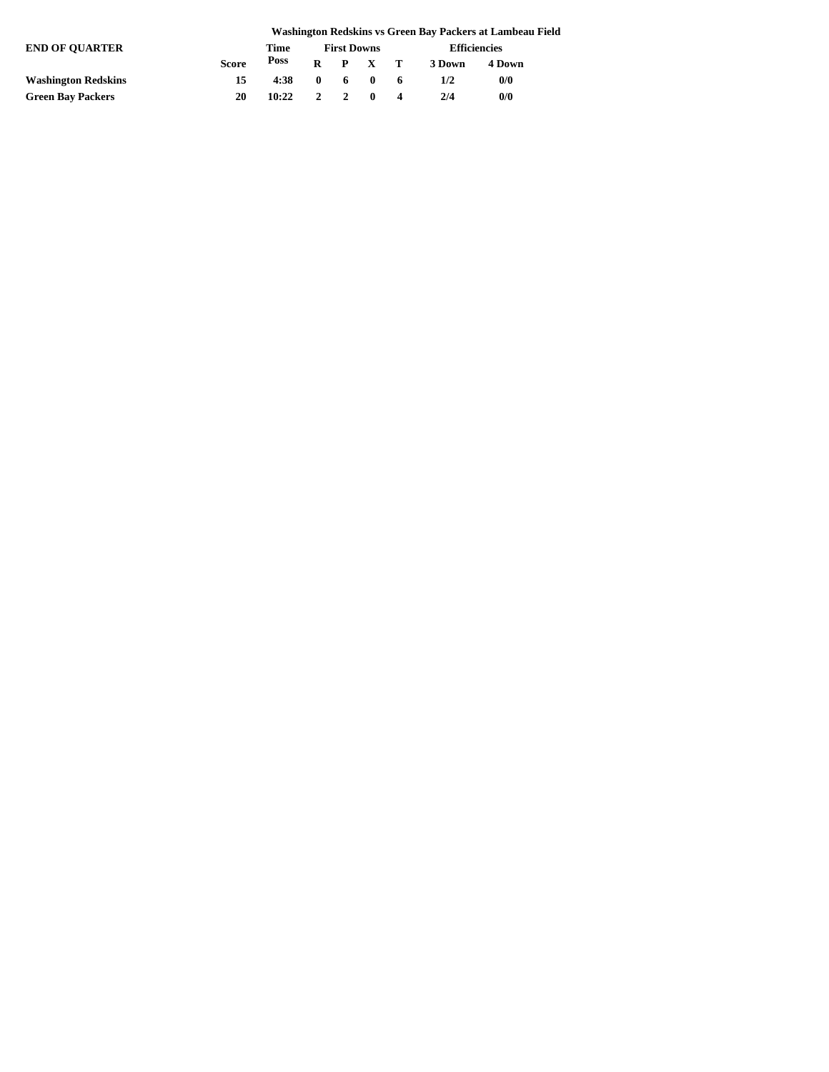**Washington Redskins vs Green Bay Packers at Lambeau Field**

| END OF QUARTER | Score | Time Poss | First Downs | | | | Efficiencies | |
|---|---|---|---|---|---|---|---|---|
| | | | R | P | X | T | 3 Down | 4 Down |
| **Washington Redskins** | 15 | 4:38 | 0 | 6 | 0 | 6 | 1/2 | 0/0 |
| **Green Bay Packers** | 20 | 10:22 | 2 | 2 | 0 | 4 | 2/4 | 0/0 |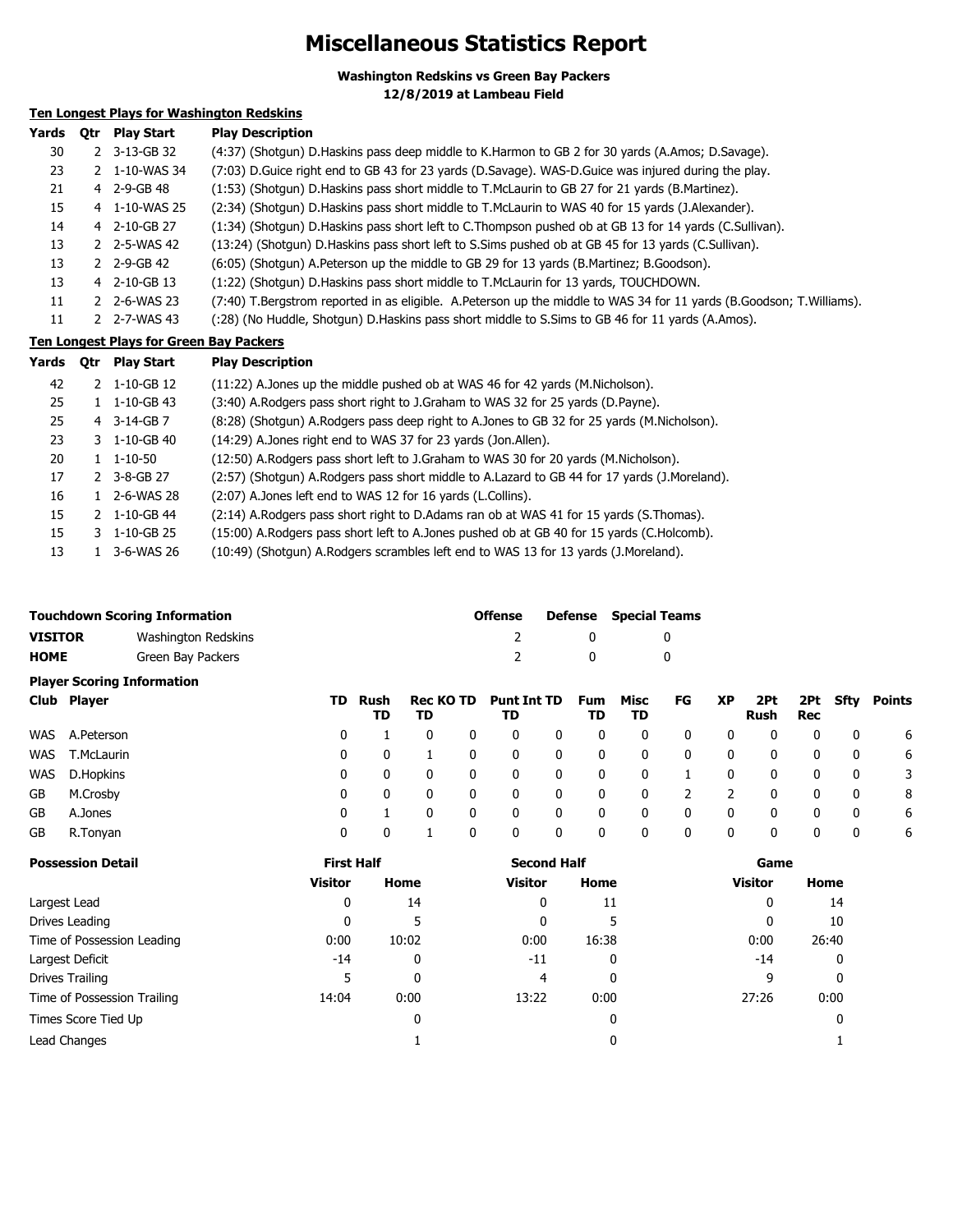# Miscellaneous Statistics Report

**Washington Redskins vs Green Bay Packers**
**12/8/2019 at Lambeau Field**

**Ten Longest Plays for Washington Redskins**

| Yards | Qtr | Play Start | Play Description |
|---|---|---|---|
| 30 | 2 | 3-13-GB 32 | (4:37) (Shotgun) D.Haskins pass deep middle to K.Harmon to GB 2 for 30 yards (A.Amos; D.Savage). |
| 23 | 2 | 1-10-WAS 34 | (7:03) D.Guice right end to GB 43 for 23 yards (D.Savage). WAS-D.Guice was injured during the play. |
| 21 | 4 | 2-9-GB 48 | (1:53) (Shotgun) D.Haskins pass short middle to T.McLaurin to GB 27 for 21 yards (B.Martinez). |
| 15 | 4 | 1-10-WAS 25 | (2:34) (Shotgun) D.Haskins pass short middle to T.McLaurin to WAS 40 for 15 yards (J.Alexander). |
| 14 | 4 | 2-10-GB 27 | (1:34) (Shotgun) D.Haskins pass short left to C.Thompson pushed ob at GB 13 for 14 yards (C.Sullivan). |
| 13 | 2 | 2-5-WAS 42 | (13:24) (Shotgun) D.Haskins pass short left to S.Sims pushed ob at GB 45 for 13 yards (C.Sullivan). |
| 13 | 2 | 2-9-GB 42 | (6:05) (Shotgun) A.Peterson up the middle to GB 29 for 13 yards (B.Martinez; B.Goodson). |
| 13 | 4 | 2-10-GB 13 | (1:22) (Shotgun) D.Haskins pass short middle to T.McLaurin for 13 yards, TOUCHDOWN. |
| 11 | 2 | 2-6-WAS 23 | (7:40) T.Bergstrom reported in as eligible. A.Peterson up the middle to WAS 34 for 11 yards (B.Goodson; T.Williams). |
| 11 | 2 | 2-7-WAS 43 | (:28) (No Huddle, Shotgun) D.Haskins pass short middle to S.Sims to GB 46 for 11 yards (A.Amos). |

**Ten Longest Plays for Green Bay Packers**

| Yards | Qtr | Play Start | Play Description |
|---|---|---|---|
| 42 | 2 | 1-10-GB 12 | (11:22) A.Jones up the middle pushed ob at WAS 46 for 42 yards (M.Nicholson). |
| 25 | 1 | 1-10-GB 43 | (3:40) A.Rodgers pass short right to J.Graham to WAS 32 for 25 yards (D.Payne). |
| 25 | 4 | 3-14-GB 7 | (8:28) (Shotgun) A.Rodgers pass deep right to A.Jones to GB 32 for 25 yards (M.Nicholson). |
| 23 | 3 | 1-10-GB 40 | (14:29) A.Jones right end to WAS 37 for 23 yards (Jon.Allen). |
| 20 | 1 | 1-10-50 | (12:50) A.Rodgers pass short left to J.Graham to WAS 30 for 20 yards (M.Nicholson). |
| 17 | 2 | 3-8-GB 27 | (2:57) (Shotgun) A.Rodgers pass short middle to A.Lazard to GB 44 for 17 yards (J.Moreland). |
| 16 | 1 | 2-6-WAS 28 | (2:07) A.Jones left end to WAS 12 for 16 yards (L.Collins). |
| 15 | 2 | 1-10-GB 44 | (2:14) A.Rodgers pass short right to D.Adams ran ob at WAS 41 for 15 yards (S.Thomas). |
| 15 | 3 | 1-10-GB 25 | (15:00) A.Rodgers pass short left to A.Jones pushed ob at GB 40 for 15 yards (C.Holcomb). |
| 13 | 1 | 3-6-WAS 26 | (10:49) (Shotgun) A.Rodgers scrambles left end to WAS 13 for 13 yards (J.Moreland). |

**Touchdown Scoring Information**

| | | Offense | Defense | Special Teams |
|---|---|---|---|---|
| **VISITOR** | Washington Redskins | 2 | 0 | 0 |
| **HOME** | Green Bay Packers | 2 | 0 | 0 |

**Player Scoring Information**

| Club | Player | TD | Rush TD | Rec TD | KO TD | Punt TD | Int TD | Fum TD | Misc TD | FG | XP | 2Pt Rush | 2Pt Rec | Sfty | Points |
|---|---|---|---|---|---|---|---|---|---|---|---|---|---|---|---|
| WAS | A.Peterson | 0 | 1 | 0 | 0 | 0 | 0 | 0 | 0 | 0 | 0 | 0 | 0 | 0 | 6 |
| WAS | T.McLaurin | 0 | 0 | 1 | 0 | 0 | 0 | 0 | 0 | 0 | 0 | 0 | 0 | 0 | 6 |
| WAS | D.Hopkins | 0 | 0 | 0 | 0 | 0 | 0 | 0 | 0 | 1 | 0 | 0 | 0 | 0 | 3 |
| GB | M.Crosby | 0 | 0 | 0 | 0 | 0 | 0 | 0 | 0 | 2 | 2 | 0 | 0 | 0 | 8 |
| GB | A.Jones | 0 | 1 | 0 | 0 | 0 | 0 | 0 | 0 | 0 | 0 | 0 | 0 | 0 | 6 |
| GB | R.Tonyan | 0 | 0 | 1 | 0 | 0 | 0 | 0 | 0 | 0 | 0 | 0 | 0 | 0 | 6 |

| Possession Detail | First Half | | Second Half | | Game | |
|---|---|---|---|---|---|---|
| | Visitor | Home | Visitor | Home | Visitor | Home |
| Largest Lead | 0 | 14 | 0 | 11 | 0 | 14 |
| Drives Leading | 0 | 5 | 0 | 5 | 0 | 10 |
| Time of Possession Leading | 0:00 | 10:02 | 0:00 | 16:38 | 0:00 | 26:40 |
| Largest Deficit | -14 | 0 | -11 | 0 | -14 | 0 |
| Drives Trailing | 5 | 0 | 4 | 0 | 9 | 0 |
| Time of Possession Trailing | 14:04 | 0:00 | 13:22 | 0:00 | 27:26 | 0:00 |
| Times Score Tied Up | | 0 | | 0 | | 0 |
| Lead Changes | | 1 | | 0 | | 1 |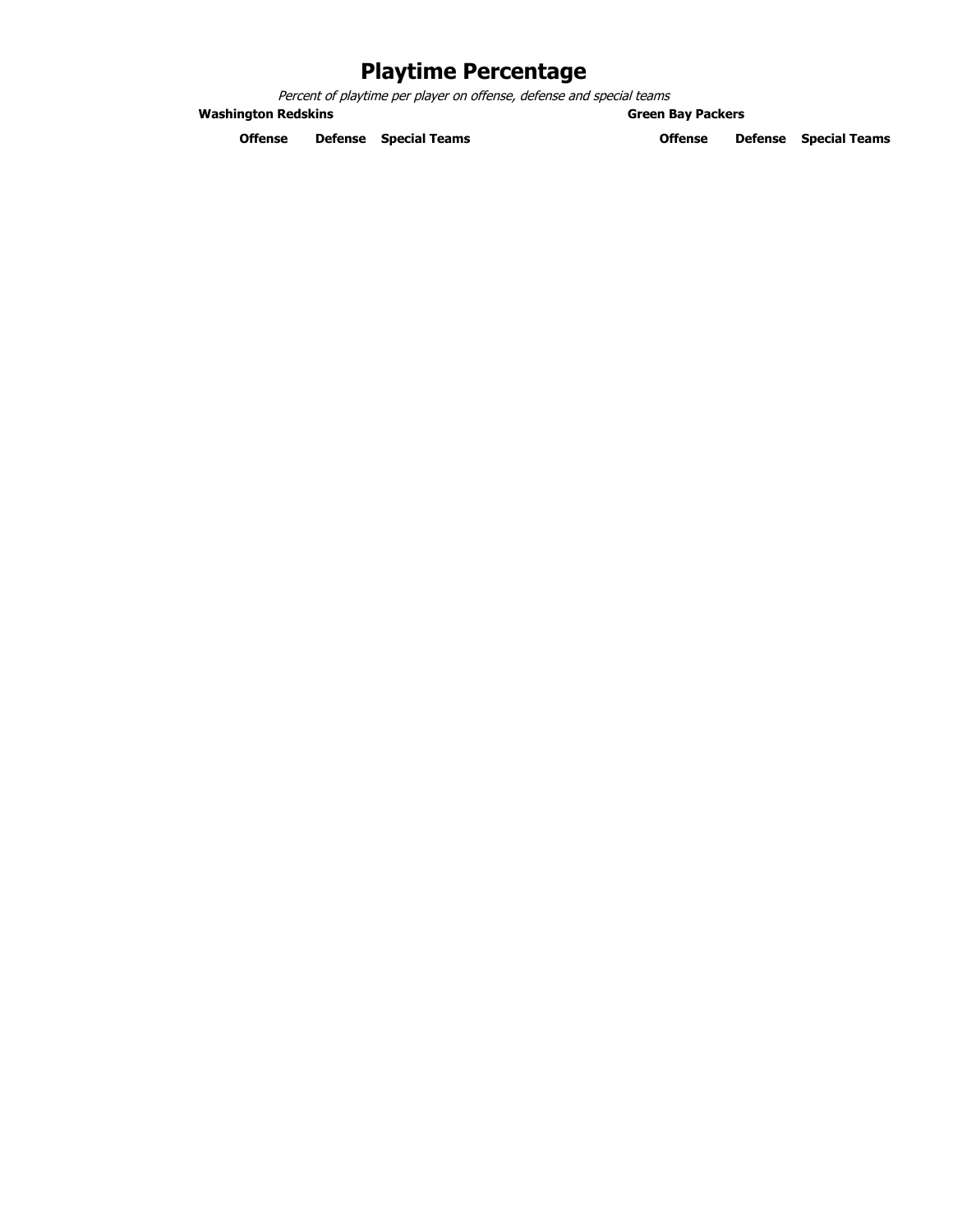# Playtime Percentage

*Percent of playtime per player on offense, defense and special teams*

| Washington Redskins | | | | Green Bay Packers | | | |
|---|---|---|---|---|---|---|---|
| | Offense | Defense | Special Teams | | Offense | Defense | Special Teams |